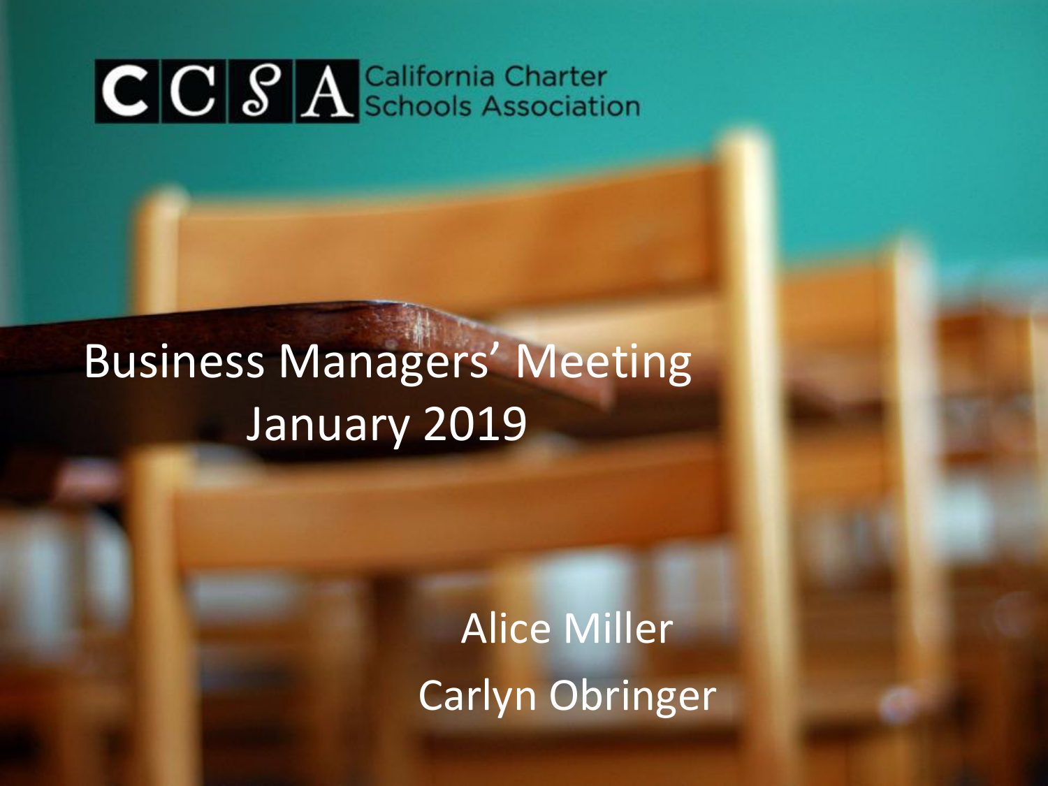CCSA California Charter Schools Association

# Business Managers' Meeting
# January 2019

Alice Miller

Carlyn Obringer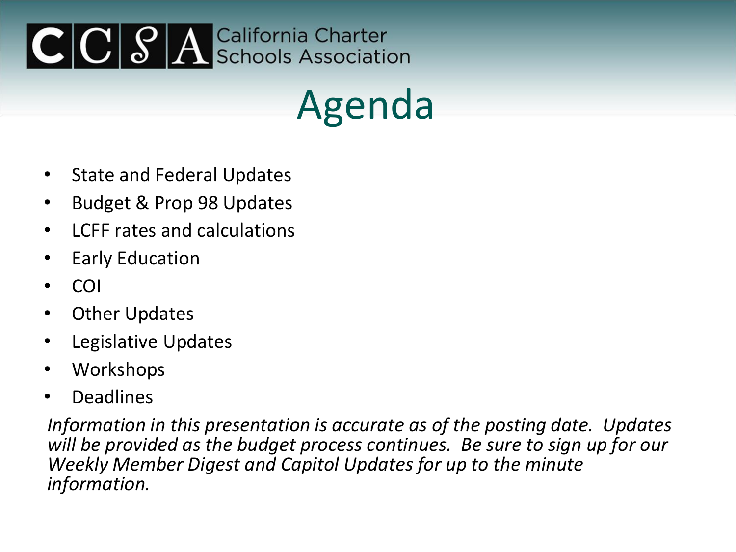California Charter Schools Association

# Agenda

- State and Federal Updates
- Budget & Prop 98 Updates
- LCFF rates and calculations
- Early Education
- COI
- Other Updates
- Legislative Updates
- Workshops
- Deadlines

*Information in this presentation is accurate as of the posting date. Updates will be provided as the budget process continues. Be sure to sign up for our Weekly Member Digest and Capitol Updates for up to the minute information.*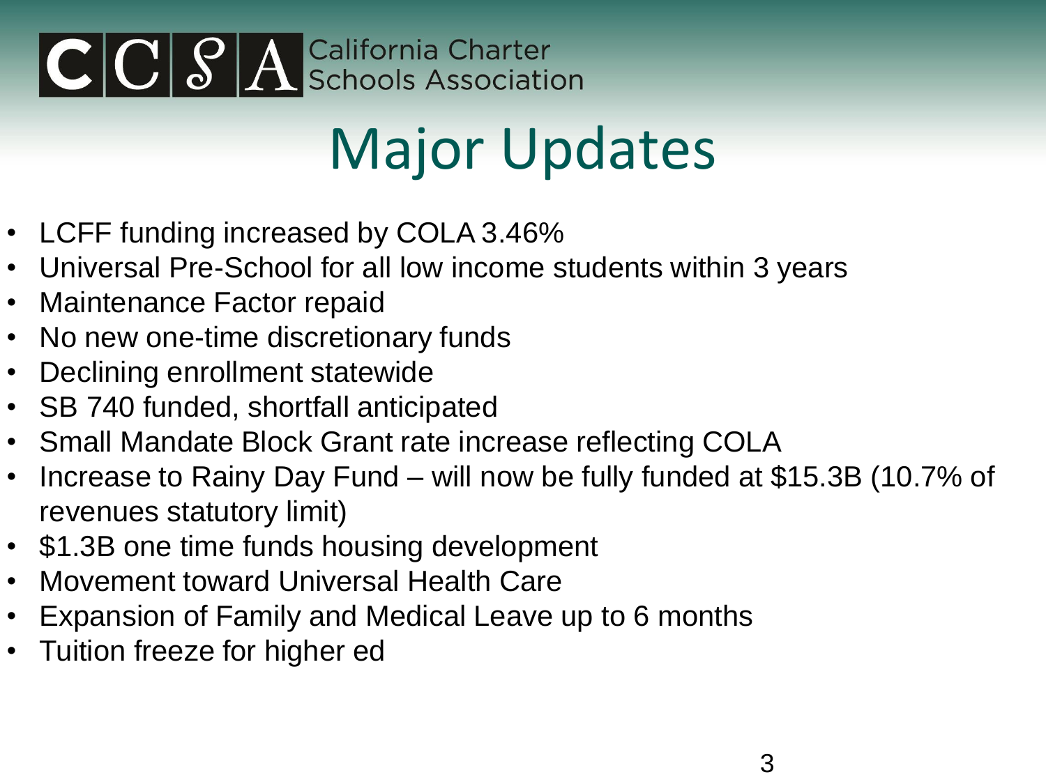# Major Updates

- LCFF funding increased by COLA 3.46%
- Universal Pre-School for all low income students within 3 years
- Maintenance Factor repaid
- No new one-time discretionary funds
- Declining enrollment statewide
- SB 740 funded, shortfall anticipated
- Small Mandate Block Grant rate increase reflecting COLA
- Increase to Rainy Day Fund – will now be fully funded at $15.3B (10.7% of revenues statutory limit)
- $1.3B one time funds housing development
- Movement toward Universal Health Care
- Expansion of Family and Medical Leave up to 6 months
- Tuition freeze for higher ed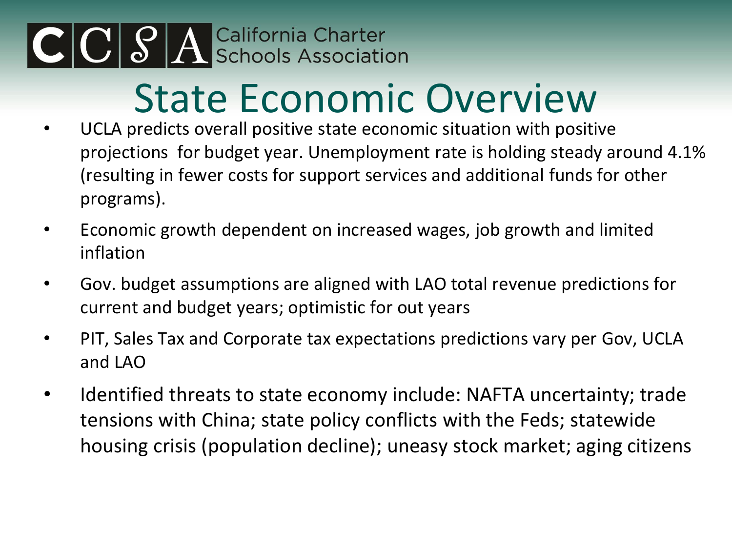# State Economic Overview

- UCLA predicts overall positive state economic situation with positive projections for budget year. Unemployment rate is holding steady around 4.1% (resulting in fewer costs for support services and additional funds for other programs).
- Economic growth dependent on increased wages, job growth and limited inflation
- Gov. budget assumptions are aligned with LAO total revenue predictions for current and budget years; optimistic for out years
- PIT, Sales Tax and Corporate tax expectations predictions vary per Gov, UCLA and LAO
- Identified threats to state economy include: NAFTA uncertainty; trade tensions with China; state policy conflicts with the Feds; statewide housing crisis (population decline); uneasy stock market; aging citizens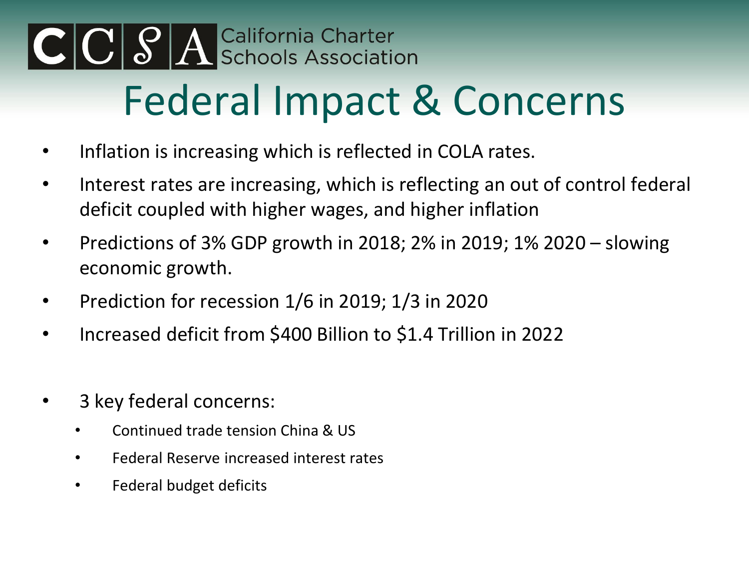# Federal Impact & Concerns

- Inflation is increasing which is reflected in COLA rates.
- Interest rates are increasing, which is reflecting an out of control federal deficit coupled with higher wages, and higher inflation
- Predictions of 3% GDP growth in 2018; 2% in 2019; 1% 2020 – slowing economic growth.
- Prediction for recession 1/6 in 2019; 1/3 in 2020
- Increased deficit from $400 Billion to $1.4 Trillion in 2022
- 3 key federal concerns:
  - Continued trade tension China & US
  - Federal Reserve increased interest rates
  - Federal budget deficits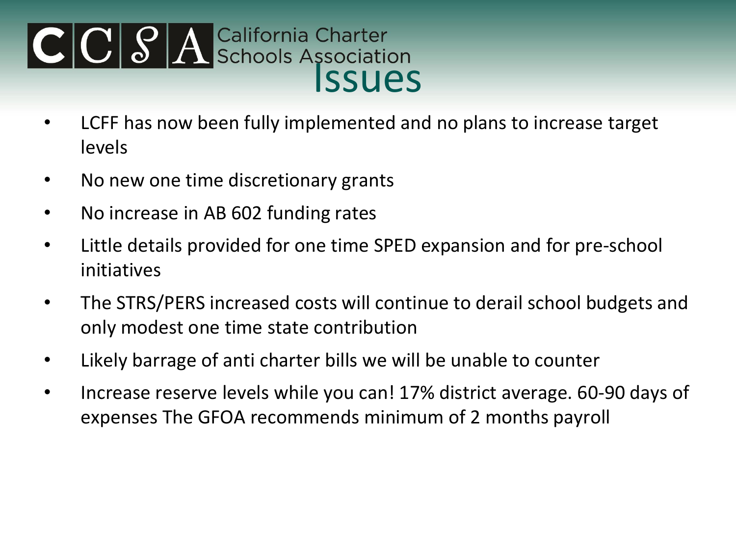# Issues

- LCFF has now been fully implemented and no plans to increase target levels
- No new one time discretionary grants
- No increase in AB 602 funding rates
- Little details provided for one time SPED expansion and for pre-school initiatives
- The STRS/PERS increased costs will continue to derail school budgets and only modest one time state contribution
- Likely barrage of anti charter bills we will be unable to counter
- Increase reserve levels while you can! 17% district average. 60-90 days of expenses The GFOA recommends minimum of 2 months payroll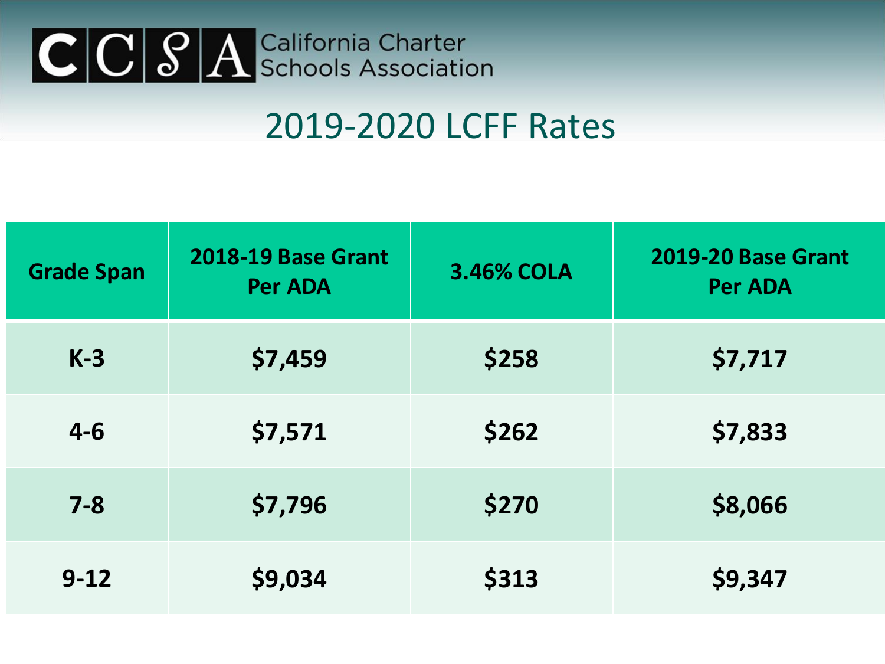CCSA California Charter Schools Association

# 2019-2020 LCFF Rates

| Grade Span | 2018-19 Base Grant Per ADA | 3.46% COLA | 2019-20 Base Grant Per ADA |
| --- | --- | --- | --- |
| K-3 | $7,459 | $258 | $7,717 |
| 4-6 | $7,571 | $262 | $7,833 |
| 7-8 | $7,796 | $270 | $8,066 |
| 9-12 | $9,034 | $313 | $9,347 |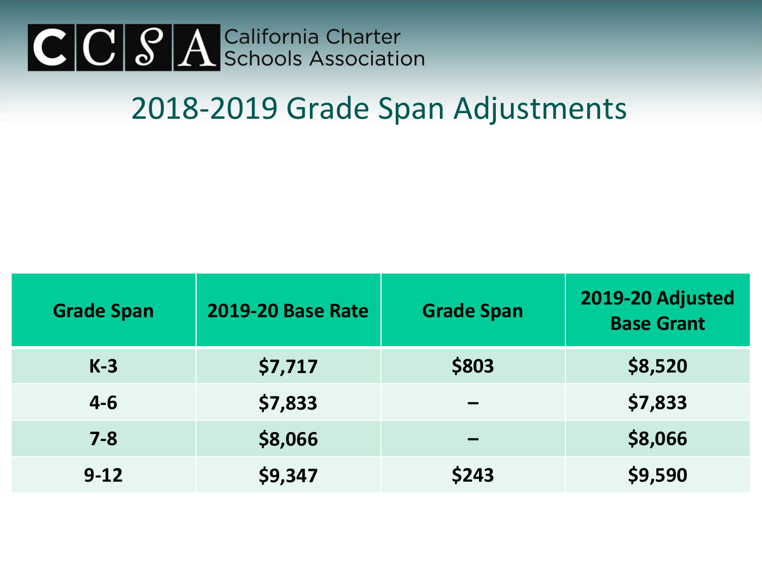California Charter Schools Association

# 2018-2019 Grade Span Adjustments

| Grade Span | 2019-20 Base Rate | Grade Span | 2019-20 Adjusted Base Grant |
|---|---|---|---|
| K-3 | $7,717 | $803 | $8,520 |
| 4-6 | $7,833 | – | $7,833 |
| 7-8 | $8,066 | – | $8,066 |
| 9-12 | $9,347 | $243 | $9,590 |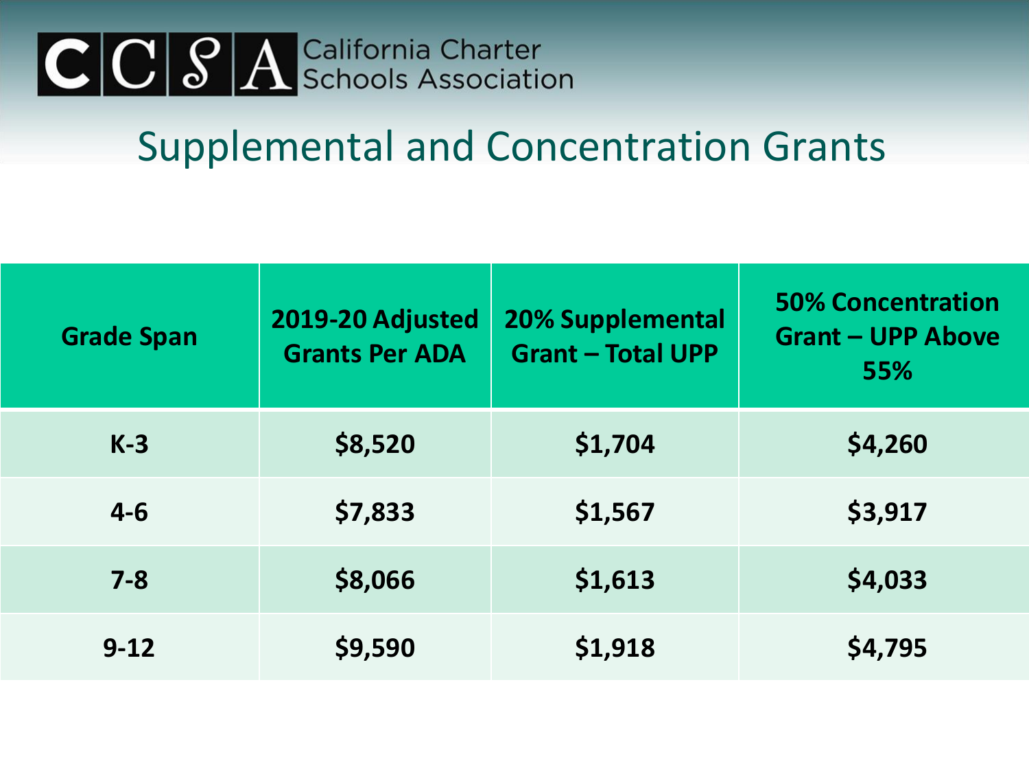## Supplemental and Concentration Grants

| Grade Span | 2019-20 Adjusted Grants Per ADA | 20% Supplemental Grant – Total UPP | 50% Concentration Grant – UPP Above 55% |
|---|---|---|---|
| K-3 | $8,520 | $1,704 | $4,260 |
| 4-6 | $7,833 | $1,567 | $3,917 |
| 7-8 | $8,066 | $1,613 | $4,033 |
| 9-12 | $9,590 | $1,918 | $4,795 |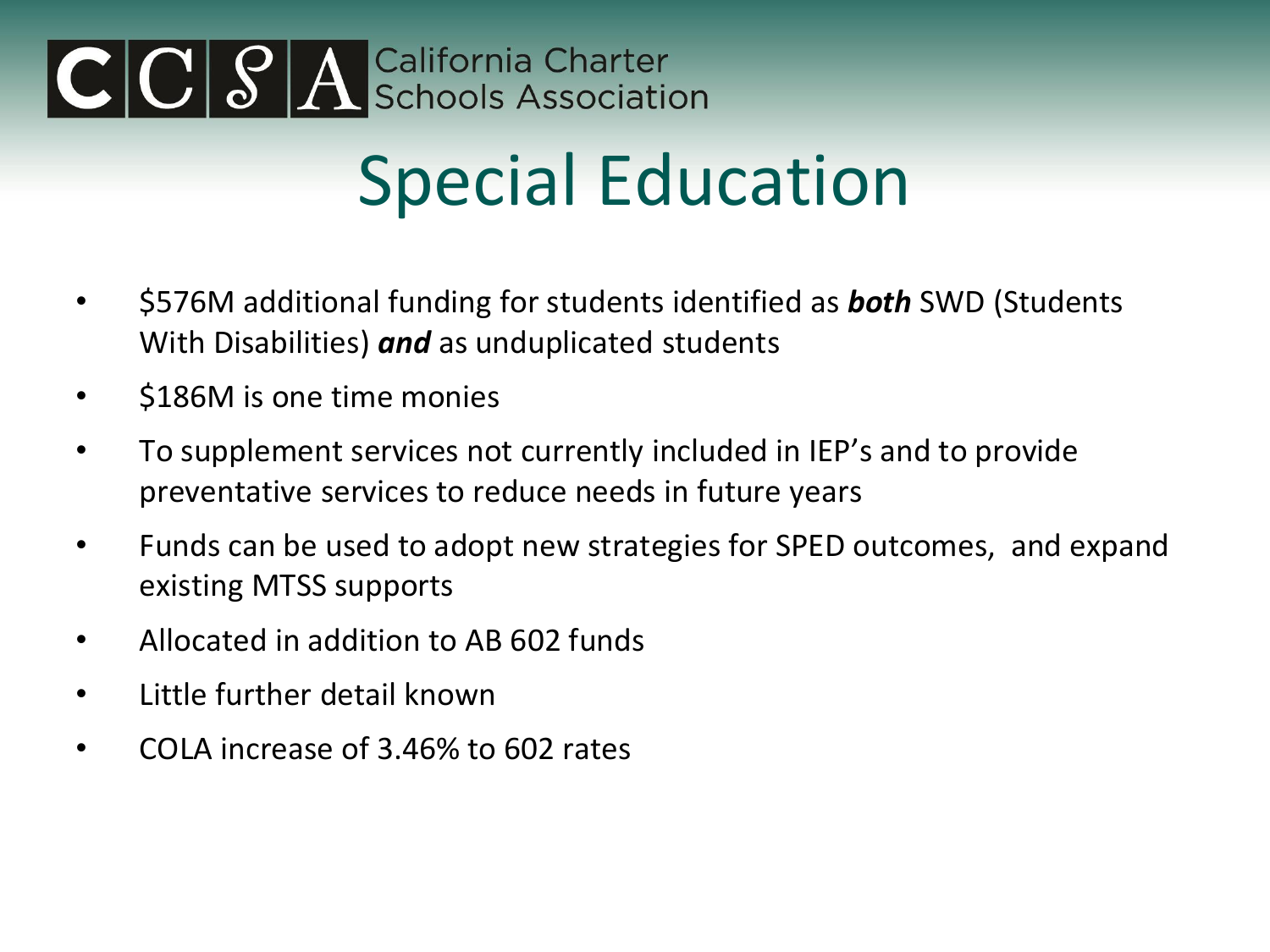# Special Education

- $576M additional funding for students identified as ***both*** SWD (Students With Disabilities) ***and*** as unduplicated students
- $186M is one time monies
- To supplement services not currently included in IEP's and to provide preventative services to reduce needs in future years
- Funds can be used to adopt new strategies for SPED outcomes, and expand existing MTSS supports
- Allocated in addition to AB 602 funds
- Little further detail known
- COLA increase of 3.46% to 602 rates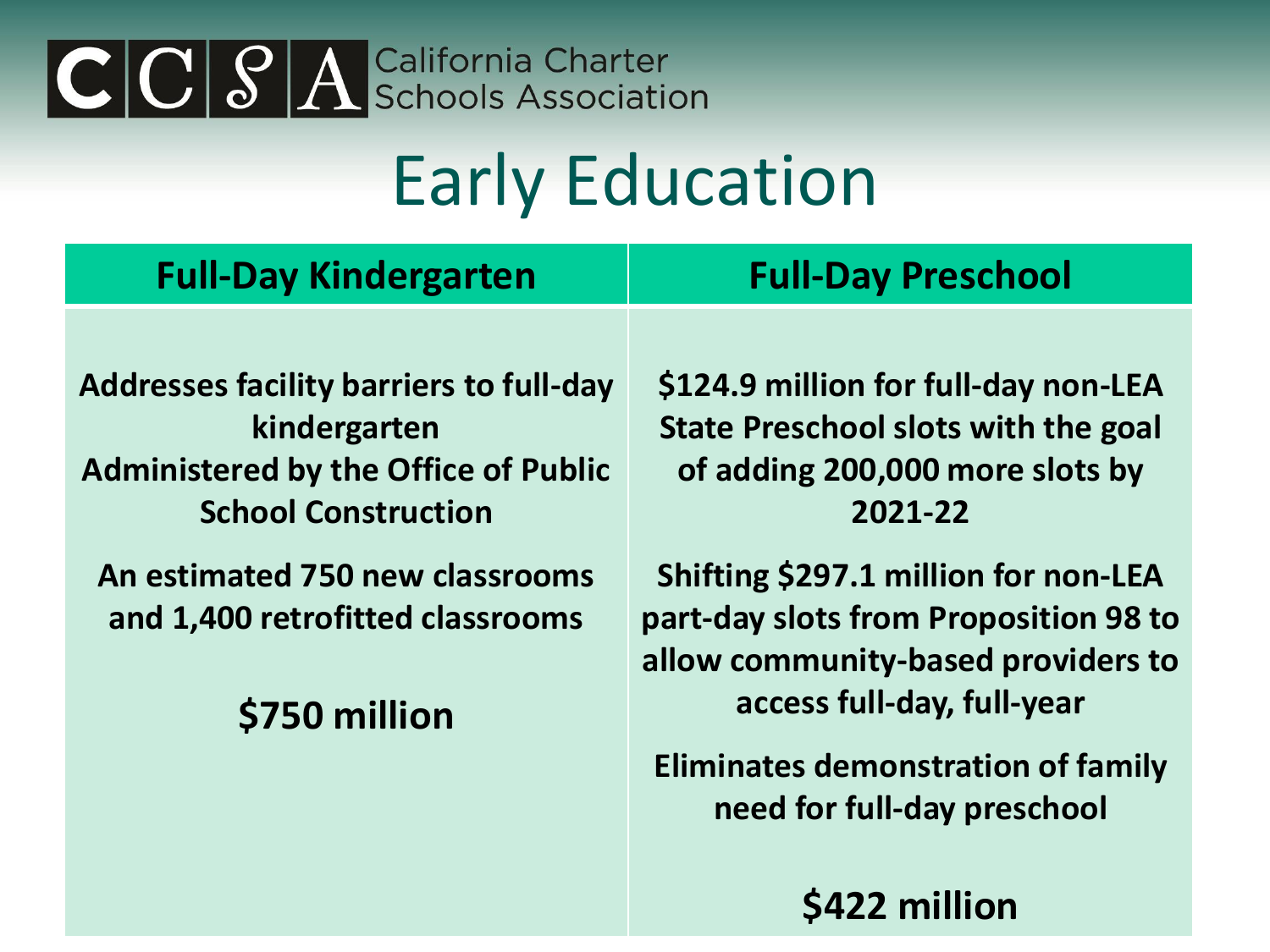California Charter Schools Association

# Early Education

| Full-Day Kindergarten | Full-Day Preschool |
| --- | --- |
| **Addresses facility barriers to full-day kindergarten**<br>**Administered by the Office of Public School Construction**<br><br>**An estimated 750 new classrooms and 1,400 retrofitted classrooms**<br><br>**$750 million** | **$124.9 million for full-day non-LEA State Preschool slots with the goal of adding 200,000 more slots by 2021-22**<br><br>**Shifting $297.1 million for non-LEA part-day slots from Proposition 98 to allow community-based providers to access full-day, full-year**<br><br>**Eliminates demonstration of family need for full-day preschool**<br><br>**$422 million** |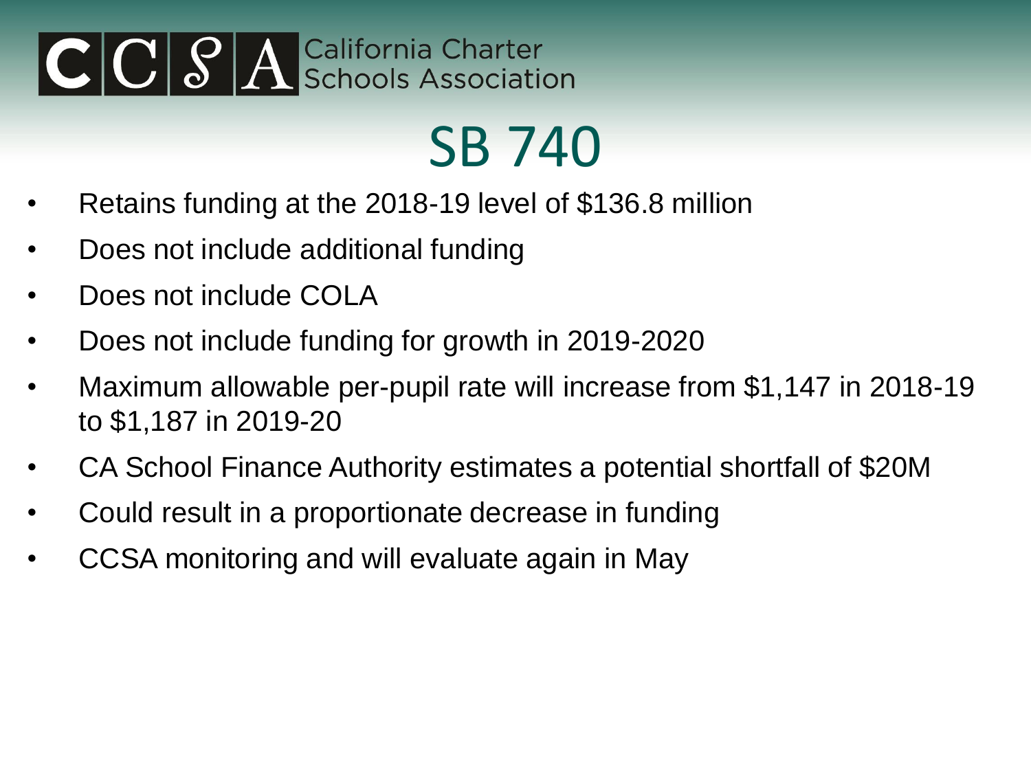# SB 740

- Retains funding at the 2018-19 level of $136.8 million
- Does not include additional funding
- Does not include COLA
- Does not include funding for growth in 2019-2020
- Maximum allowable per-pupil rate will increase from $1,147 in 2018-19 to $1,187 in 2019-20
- CA School Finance Authority estimates a potential shortfall of $20M
- Could result in a proportionate decrease in funding
- CCSA monitoring and will evaluate again in May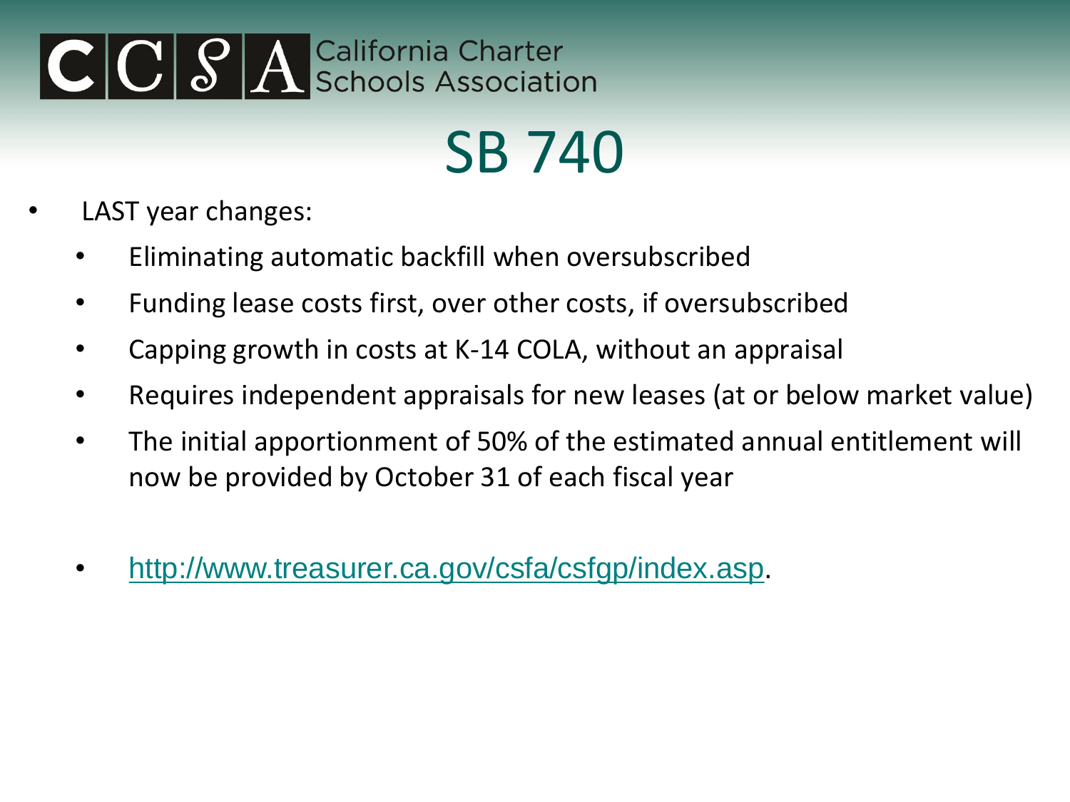# SB 740

- LAST year changes:
  - Eliminating automatic backfill when oversubscribed
  - Funding lease costs first, over other costs, if oversubscribed
  - Capping growth in costs at K-14 COLA, without an appraisal
  - Requires independent appraisals for new leases (at or below market value)
  - The initial apportionment of 50% of the estimated annual entitlement will now be provided by October 31 of each fiscal year

  - http://www.treasurer.ca.gov/csfa/csfgp/index.asp.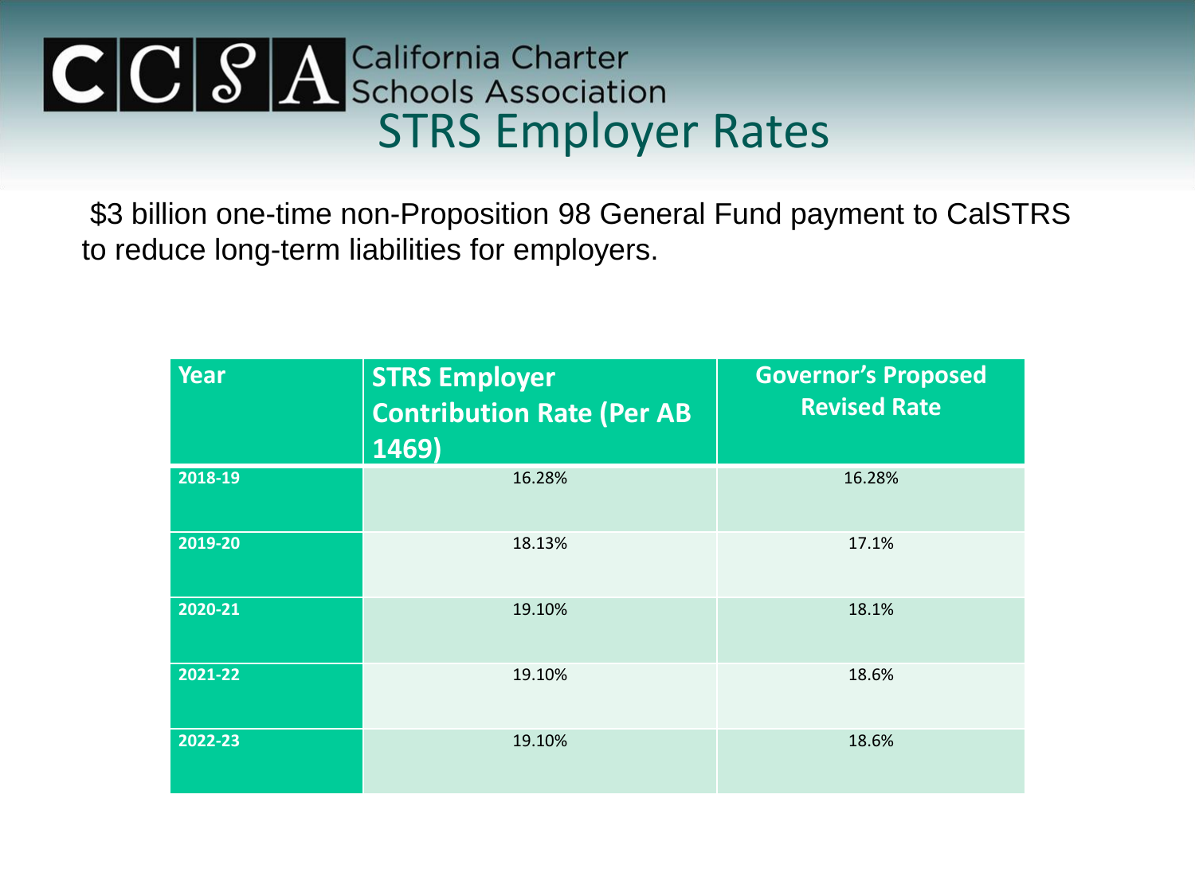California Charter Schools Association

# STRS Employer Rates

$3 billion one-time non-Proposition 98 General Fund payment to CalSTRS to reduce long-term liabilities for employers.

| Year | STRS Employer Contribution Rate (Per AB 1469) | Governor's Proposed Revised Rate |
|---|---|---|
| 2018-19 | 16.28% | 16.28% |
| 2019-20 | 18.13% | 17.1% |
| 2020-21 | 19.10% | 18.1% |
| 2021-22 | 19.10% | 18.6% |
| 2022-23 | 19.10% | 18.6% |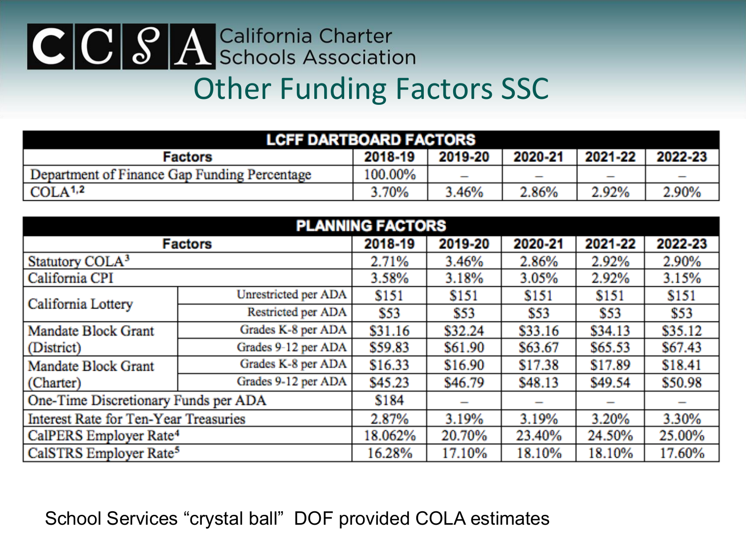California Charter Schools Association

# Other Funding Factors SSC

| LCFF DARTBOARD FACTORS | | | | | |
|---|---|---|---|---|---|
| Factors | 2018-19 | 2019-20 | 2020-21 | 2021-22 | 2022-23 |
| Department of Finance Gap Funding Percentage | 100.00% | – | – | – | – |
| COLA[1,2] | 3.70% | 3.46% | 2.86% | 2.92% | 2.90% |

| PLANNING FACTORS | | | | | | |
|---|---|---|---|---|---|---|
| Factors | | 2018-19 | 2019-20 | 2020-21 | 2021-22 | 2022-23 |
| Statutory COLA[3] | | 2.71% | 3.46% | 2.86% | 2.92% | 2.90% |
| California CPI | | 3.58% | 3.18% | 3.05% | 2.92% | 3.15% |
| California Lottery | Unrestricted per ADA | $151 | $151 | $151 | $151 | $151 |
| | Restricted per ADA | $53 | $53 | $53 | $53 | $53 |
| Mandate Block Grant (District) | Grades K-8 per ADA | $31.16 | $32.24 | $33.16 | $34.13 | $35.12 |
| | Grades 9-12 per ADA | $59.83 | $61.90 | $63.67 | $65.53 | $67.43 |
| Mandate Block Grant (Charter) | Grades K-8 per ADA | $16.33 | $16.90 | $17.38 | $17.89 | $18.41 |
| | Grades 9-12 per ADA | $45.23 | $46.79 | $48.13 | $49.54 | $50.98 |
| One-Time Discretionary Funds per ADA | | $184 | – | – | – | – |
| Interest Rate for Ten-Year Treasuries | | 2.87% | 3.19% | 3.19% | 3.20% | 3.30% |
| CalPERS Employer Rate[4] | | 18.062% | 20.70% | 23.40% | 24.50% | 25.00% |
| CalSTRS Employer Rate[5] | | 16.28% | 17.10% | 18.10% | 18.10% | 17.60% |

School Services "crystal ball" DOF provided COLA estimates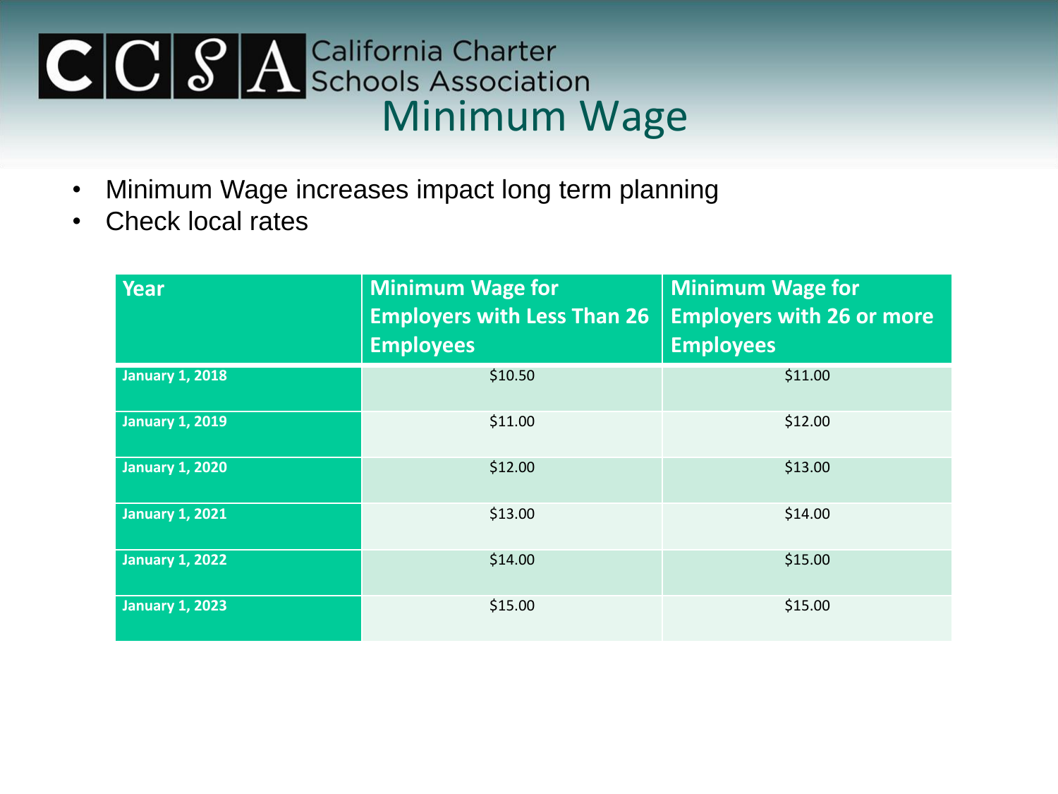# Minimum Wage

- Minimum Wage increases impact long term planning
- Check local rates

| Year | Minimum Wage for Employers with Less Than 26 Employees | Minimum Wage for Employers with 26 or more Employees |
|---|---|---|
| January 1, 2018 | $10.50 | $11.00 |
| January 1, 2019 | $11.00 | $12.00 |
| January 1, 2020 | $12.00 | $13.00 |
| January 1, 2021 | $13.00 | $14.00 |
| January 1, 2022 | $14.00 | $15.00 |
| January 1, 2023 | $15.00 | $15.00 |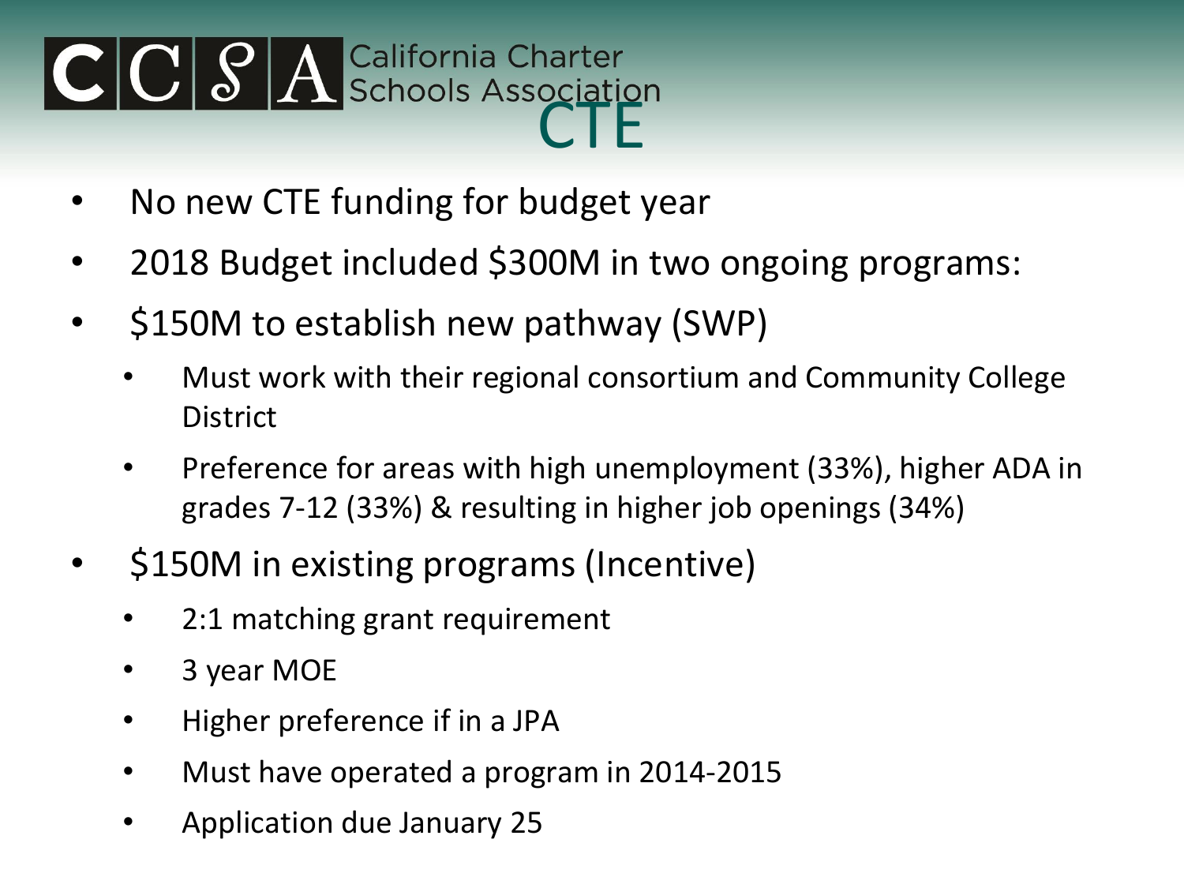# CTE

- No new CTE funding for budget year
- 2018 Budget included $300M in two ongoing programs:
- $150M to establish new pathway (SWP)
  - Must work with their regional consortium and Community College District
  - Preference for areas with high unemployment (33%), higher ADA in grades 7-12 (33%) & resulting in higher job openings (34%)
- $150M in existing programs (Incentive)
  - 2:1 matching grant requirement
  - 3 year MOE
  - Higher preference if in a JPA
  - Must have operated a program in 2014-2015
  - Application due January 25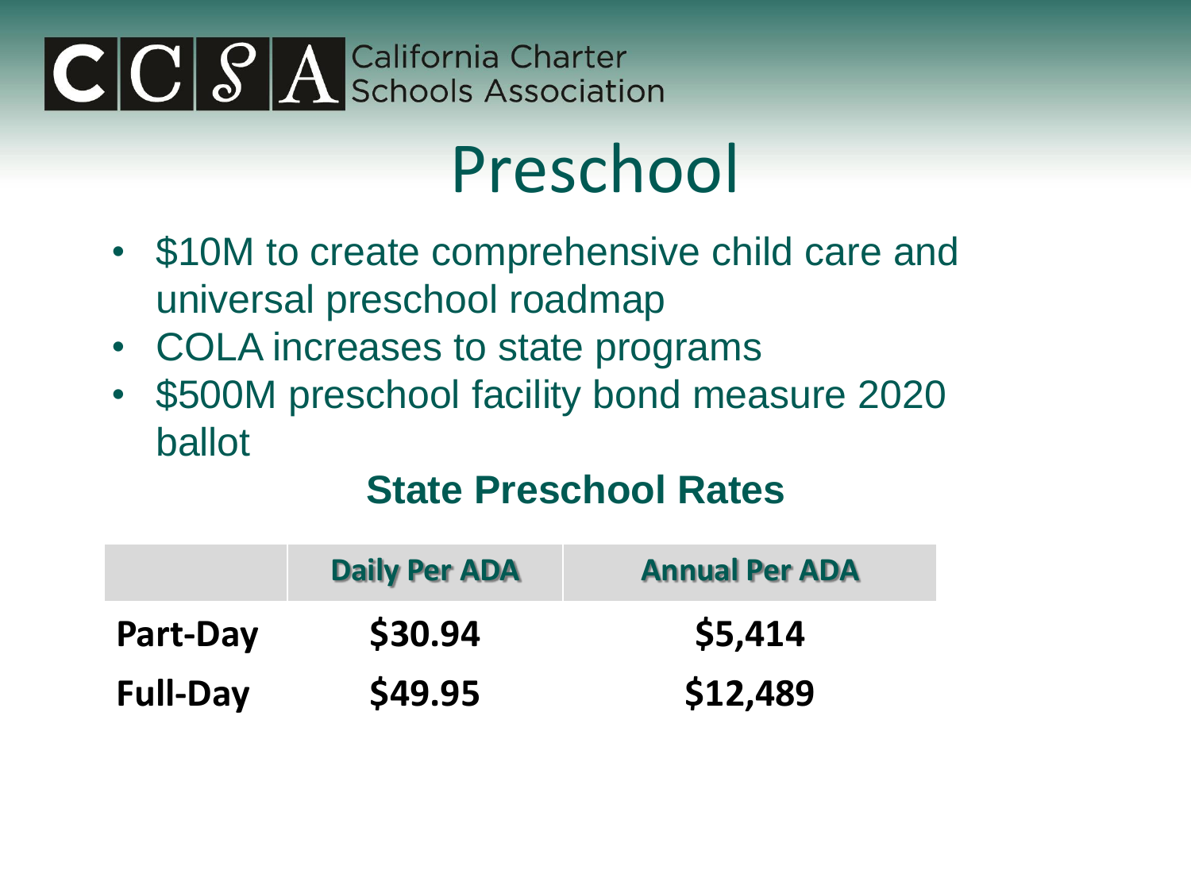# Preschool

- $10M to create comprehensive child care and universal preschool roadmap
- COLA increases to state programs
- $500M preschool facility bond measure 2020 ballot

## State Preschool Rates

| | Daily Per ADA | Annual Per ADA |
|---|---|---|
| **Part-Day** | **$30.94** | **$5,414** |
| **Full-Day** | **$49.95** | **$12,489** |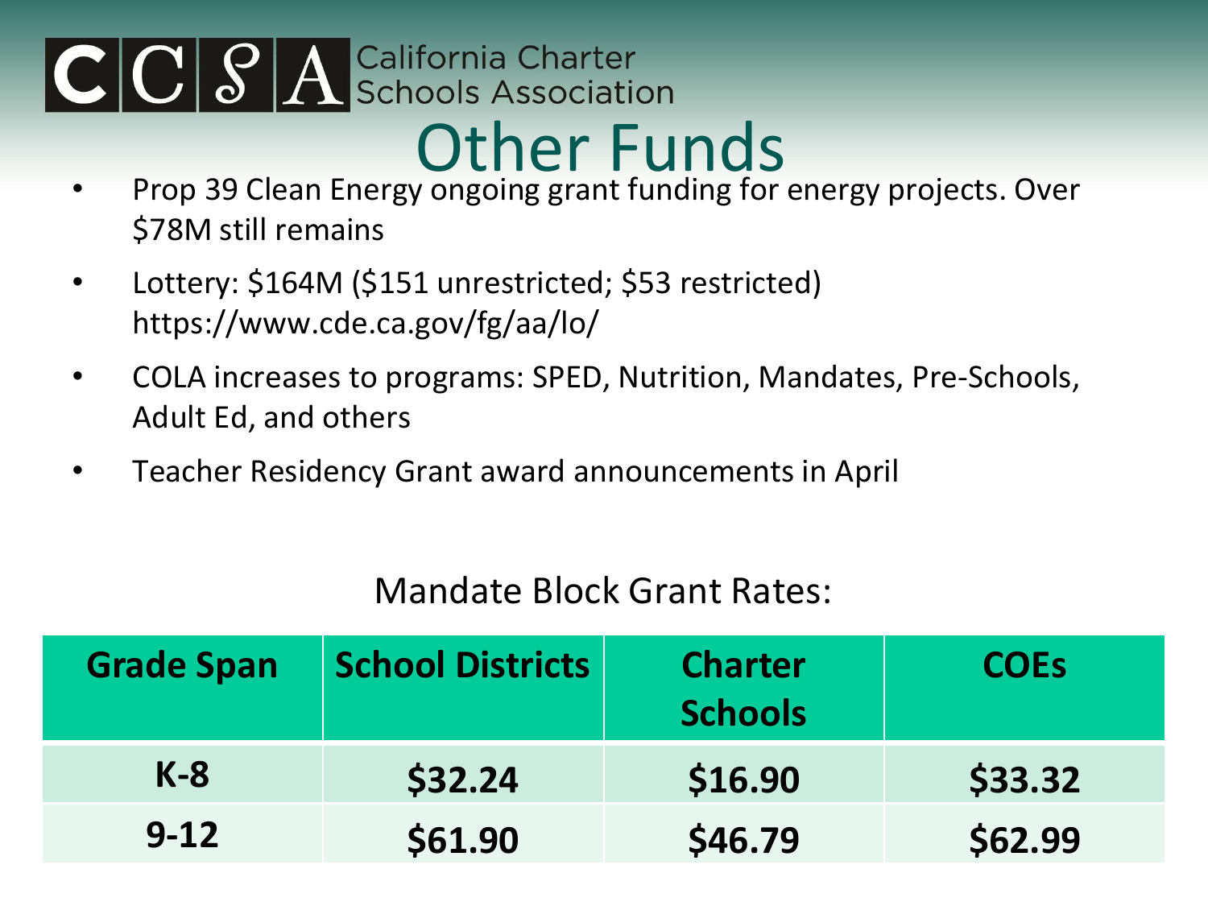# Other Funds

- Prop 39 Clean Energy ongoing grant funding for energy projects. Over $78M still remains
- Lottery: $164M ($151 unrestricted; $53 restricted) https://www.cde.ca.gov/fg/aa/lo/
- COLA increases to programs: SPED, Nutrition, Mandates, Pre-Schools, Adult Ed, and others
- Teacher Residency Grant award announcements in April

Mandate Block Grant Rates:

| Grade Span | School Districts | Charter Schools | COEs |
| --- | --- | --- | --- |
| K-8 | $32.24 | $16.90 | $33.32 |
| 9-12 | $61.90 | $46.79 | $62.99 |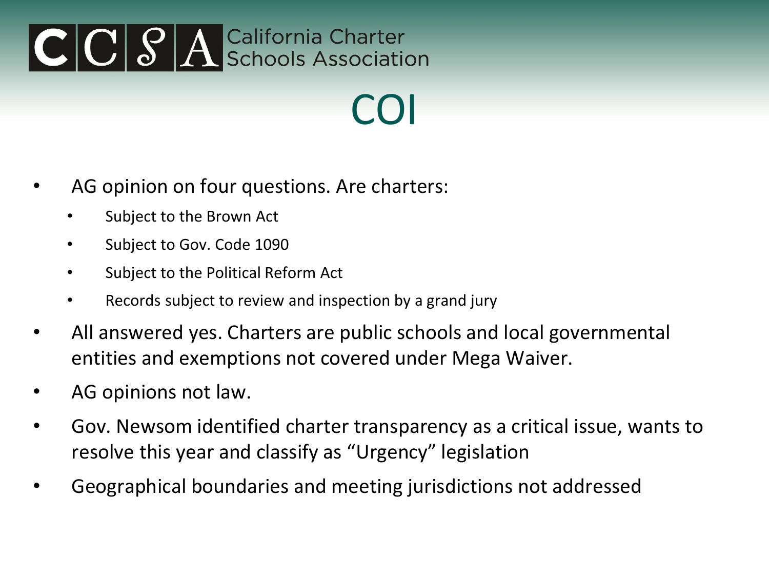# COI

- AG opinion on four questions. Are charters:
  - Subject to the Brown Act
  - Subject to Gov. Code 1090
  - Subject to the Political Reform Act
  - Records subject to review and inspection by a grand jury
- All answered yes. Charters are public schools and local governmental entities and exemptions not covered under Mega Waiver.
- AG opinions not law.
- Gov. Newsom identified charter transparency as a critical issue, wants to resolve this year and classify as "Urgency" legislation
- Geographical boundaries and meeting jurisdictions not addressed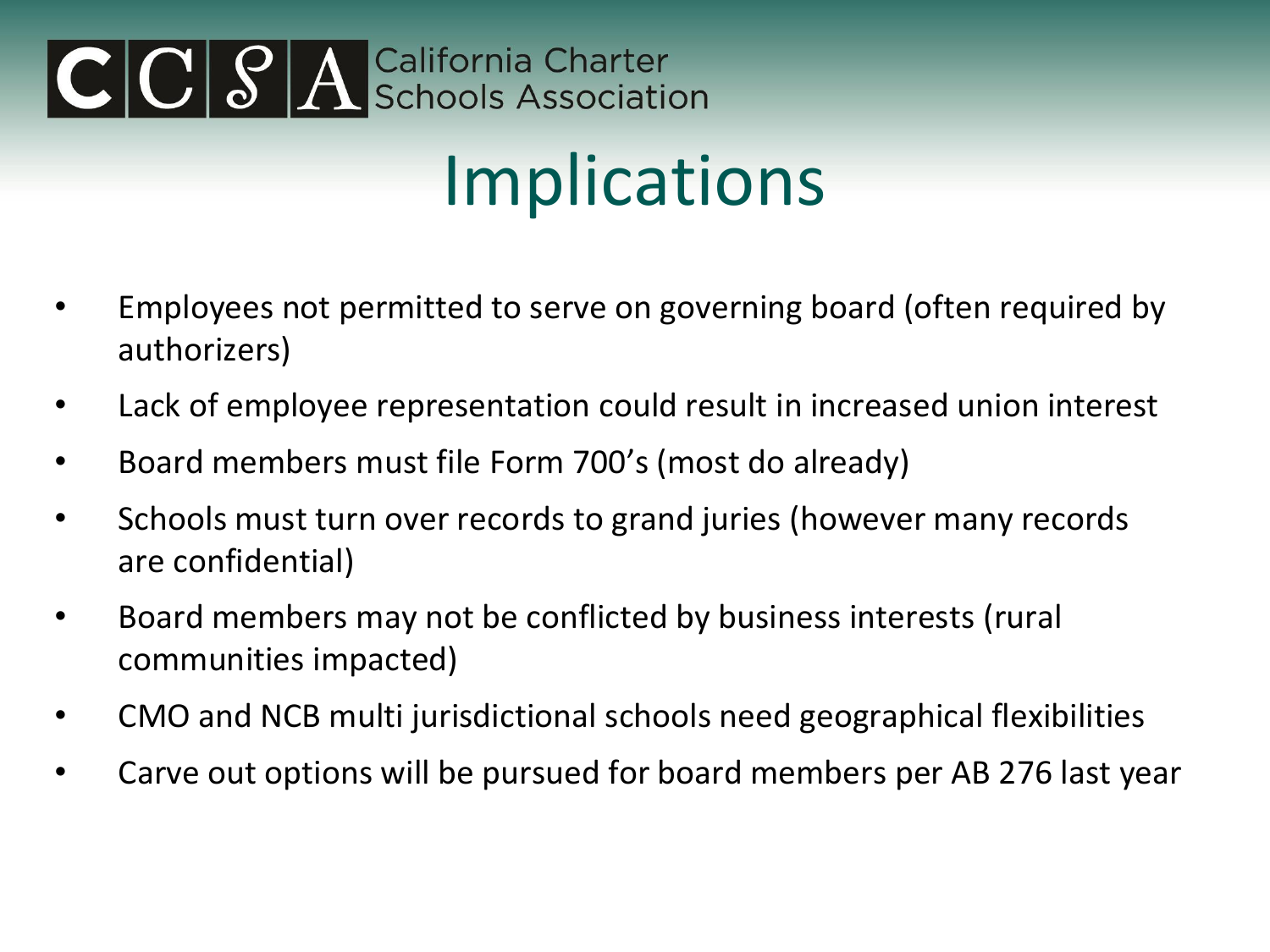# Implications

- Employees not permitted to serve on governing board (often required by authorizers)
- Lack of employee representation could result in increased union interest
- Board members must file Form 700's (most do already)
- Schools must turn over records to grand juries (however many records are confidential)
- Board members may not be conflicted by business interests (rural communities impacted)
- CMO and NCB multi jurisdictional schools need geographical flexibilities
- Carve out options will be pursued for board members per AB 276 last year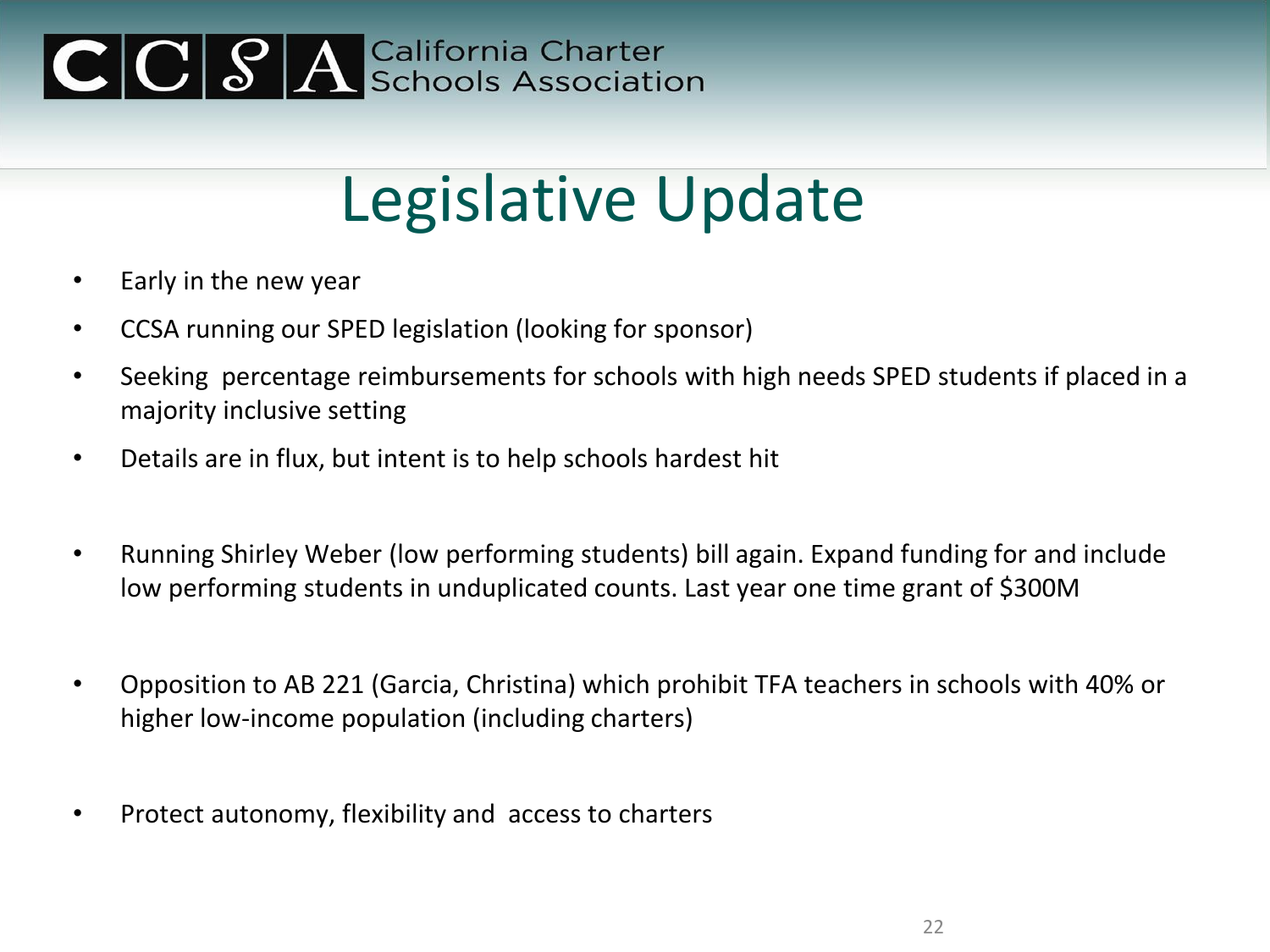CCSA California Charter Schools Association

# Legislative Update

- Early in the new year
- CCSA running our SPED legislation (looking for sponsor)
- Seeking percentage reimbursements for schools with high needs SPED students if placed in a majority inclusive setting
- Details are in flux, but intent is to help schools hardest hit

- Running Shirley Weber (low performing students) bill again. Expand funding for and include low performing students in unduplicated counts. Last year one time grant of $300M

- Opposition to AB 221 (Garcia, Christina) which prohibit TFA teachers in schools with 40% or higher low-income population (including charters)

- Protect autonomy, flexibility and access to charters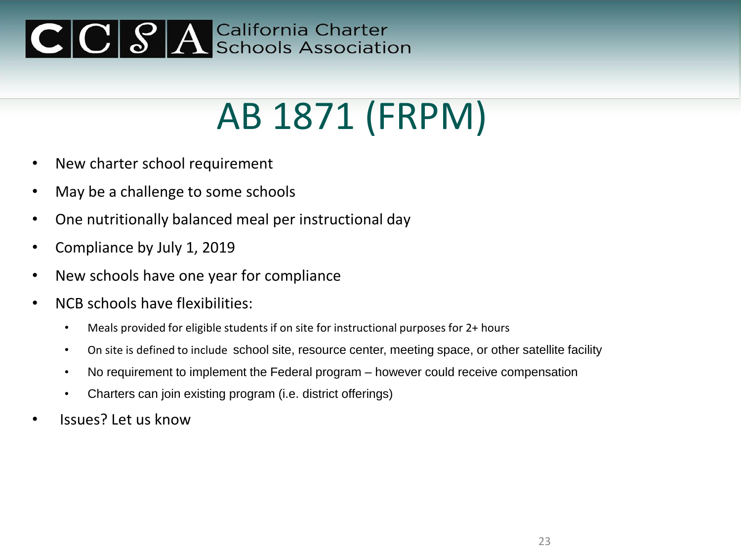# AB 1871 (FRPM)

- New charter school requirement
- May be a challenge to some schools
- One nutritionally balanced meal per instructional day
- Compliance by July 1, 2019
- New schools have one year for compliance
- NCB schools have flexibilities:
  - Meals provided for eligible students if on site for instructional purposes for 2+ hours
  - On site is defined to include school site, resource center, meeting space, or other satellite facility
  - No requirement to implement the Federal program – however could receive compensation
  - Charters can join existing program (i.e. district offerings)
- Issues? Let us know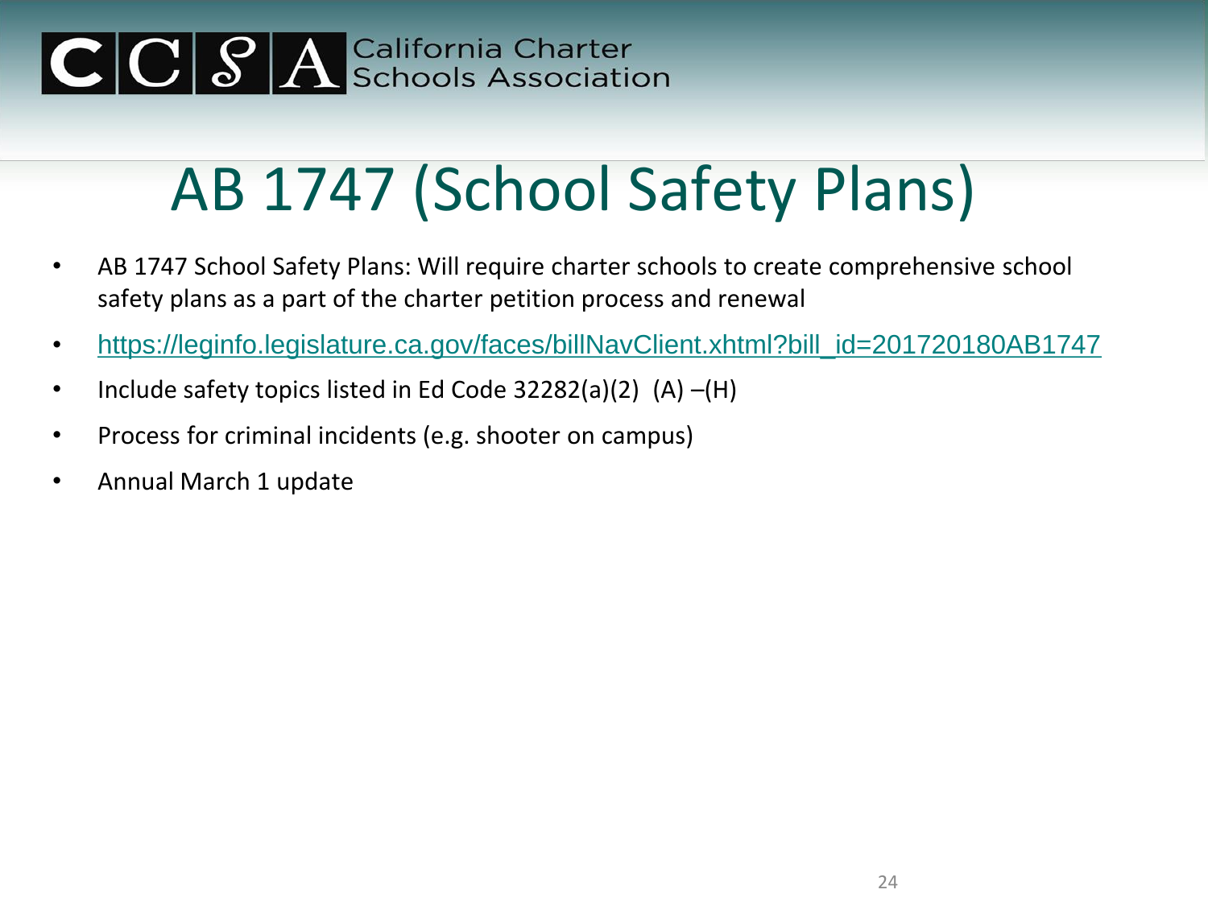# AB 1747 (School Safety Plans)

- AB 1747 School Safety Plans: Will require charter schools to create comprehensive school safety plans as a part of the charter petition process and renewal
- https://leginfo.legislature.ca.gov/faces/billNavClient.xhtml?bill_id=201720180AB1747
- Include safety topics listed in Ed Code 32282(a)(2) (A) –(H)
- Process for criminal incidents (e.g. shooter on campus)
- Annual March 1 update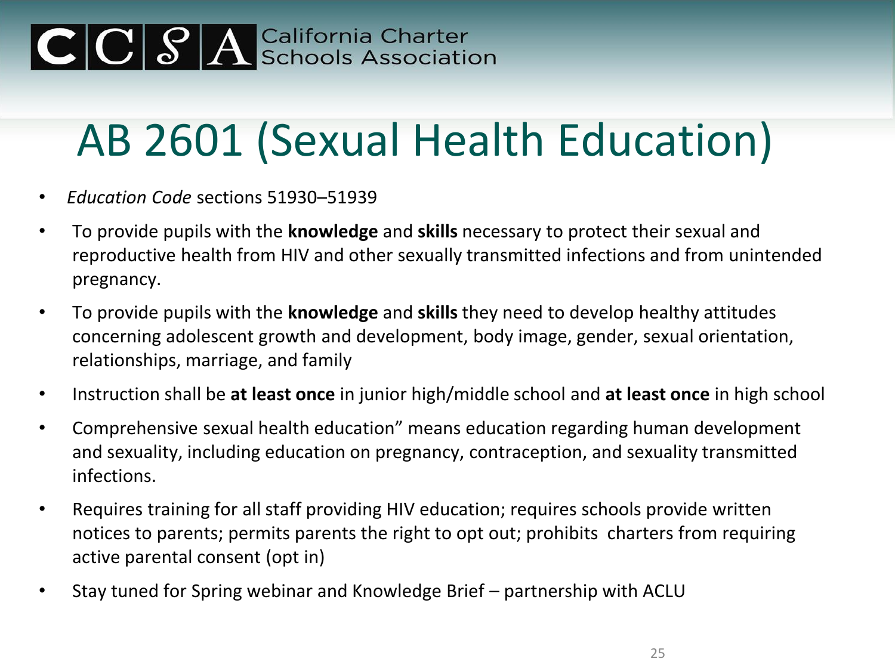California Charter Schools Association

# AB 2601 (Sexual Health Education)

- *Education Code* sections 51930–51939
- To provide pupils with the **knowledge** and **skills** necessary to protect their sexual and reproductive health from HIV and other sexually transmitted infections and from unintended pregnancy.
- To provide pupils with the **knowledge** and **skills** they need to develop healthy attitudes concerning adolescent growth and development, body image, gender, sexual orientation, relationships, marriage, and family
- Instruction shall be **at least once** in junior high/middle school and **at least once** in high school
- Comprehensive sexual health education" means education regarding human development and sexuality, including education on pregnancy, contraception, and sexuality transmitted infections.
- Requires training for all staff providing HIV education; requires schools provide written notices to parents; permits parents the right to opt out; prohibits charters from requiring active parental consent (opt in)
- Stay tuned for Spring webinar and Knowledge Brief – partnership with ACLU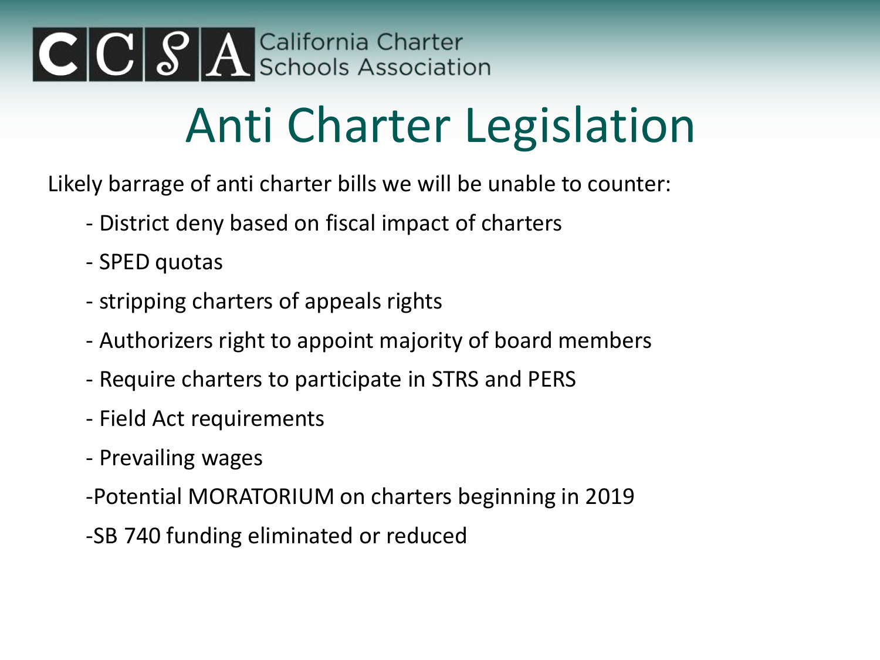CCSA California Charter Schools Association

# Anti Charter Legislation

Likely barrage of anti charter bills we will be unable to counter:

- District deny based on fiscal impact of charters
- SPED quotas
- stripping charters of appeals rights
- Authorizers right to appoint majority of board members
- Require charters to participate in STRS and PERS
- Field Act requirements
- Prevailing wages
- Potential MORATORIUM on charters beginning in 2019
- SB 740 funding eliminated or reduced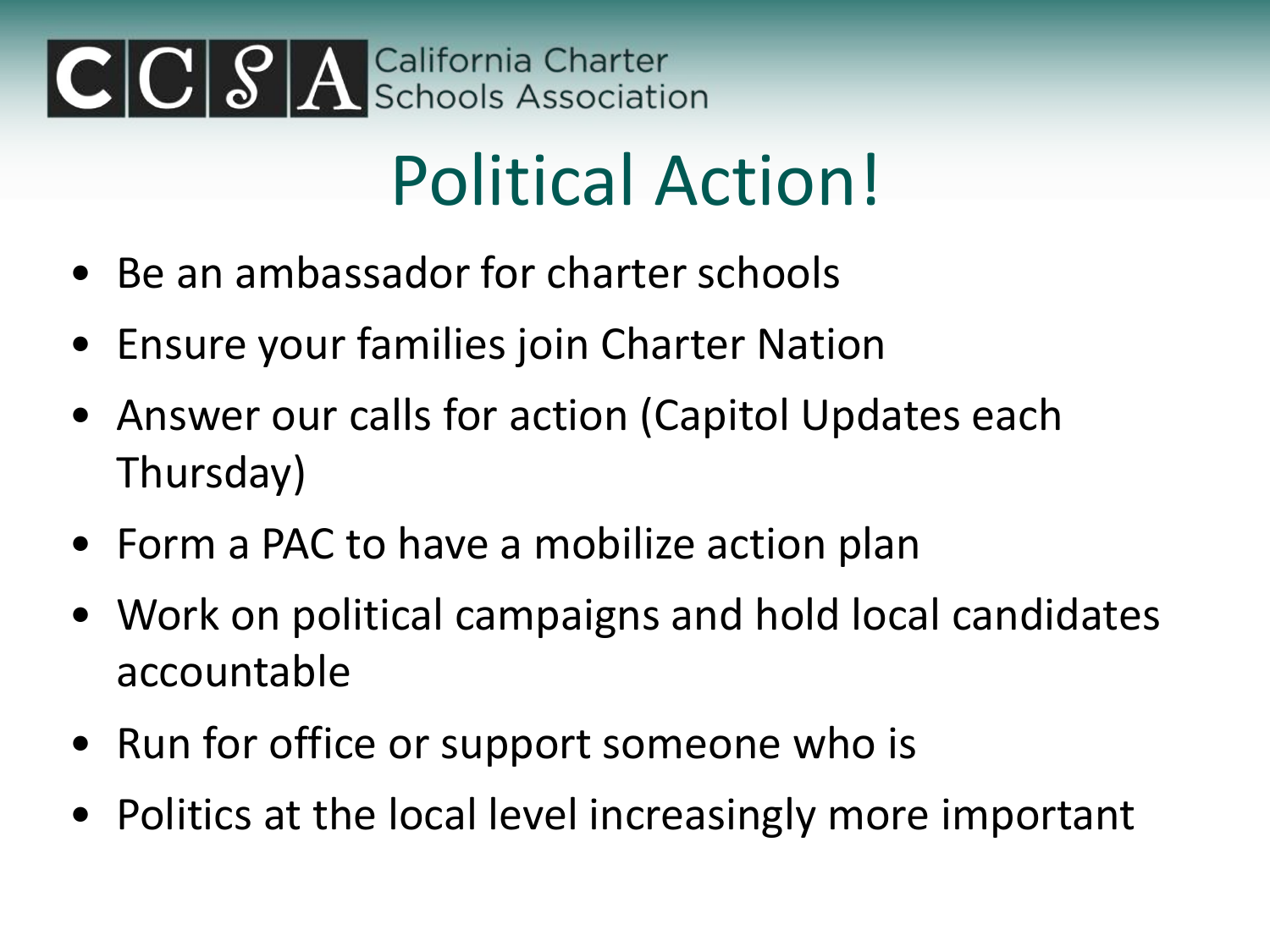CCSA California Charter Schools Association

# Political Action!

- Be an ambassador for charter schools
- Ensure your families join Charter Nation
- Answer our calls for action (Capitol Updates each Thursday)
- Form a PAC to have a mobilize action plan
- Work on political campaigns and hold local candidates accountable
- Run for office or support someone who is
- Politics at the local level increasingly more important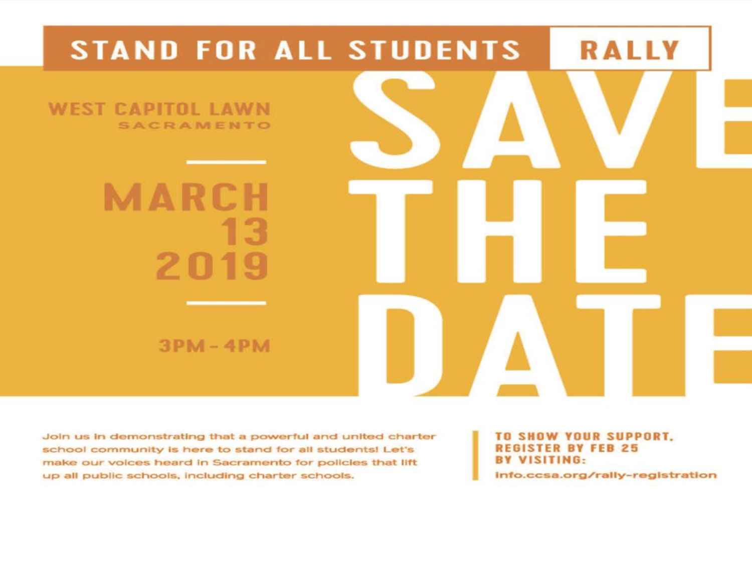# STAND FOR ALL STUDENTS RALLY

# SAVE THE DATE

**WEST CAPITOL LAWN**
**SACRAMENTO**

**MARCH 13 2019**

**3PM - 4PM**

Join us in demonstrating that a powerful and united charter school community is here to stand for all students! Let's make our voices heard in Sacramento for policies that lift up all public schools, including charter schools.

**TO SHOW YOUR SUPPORT, REGISTER BY FEB 25 BY VISITING:**

info.ccsa.org/rally-registration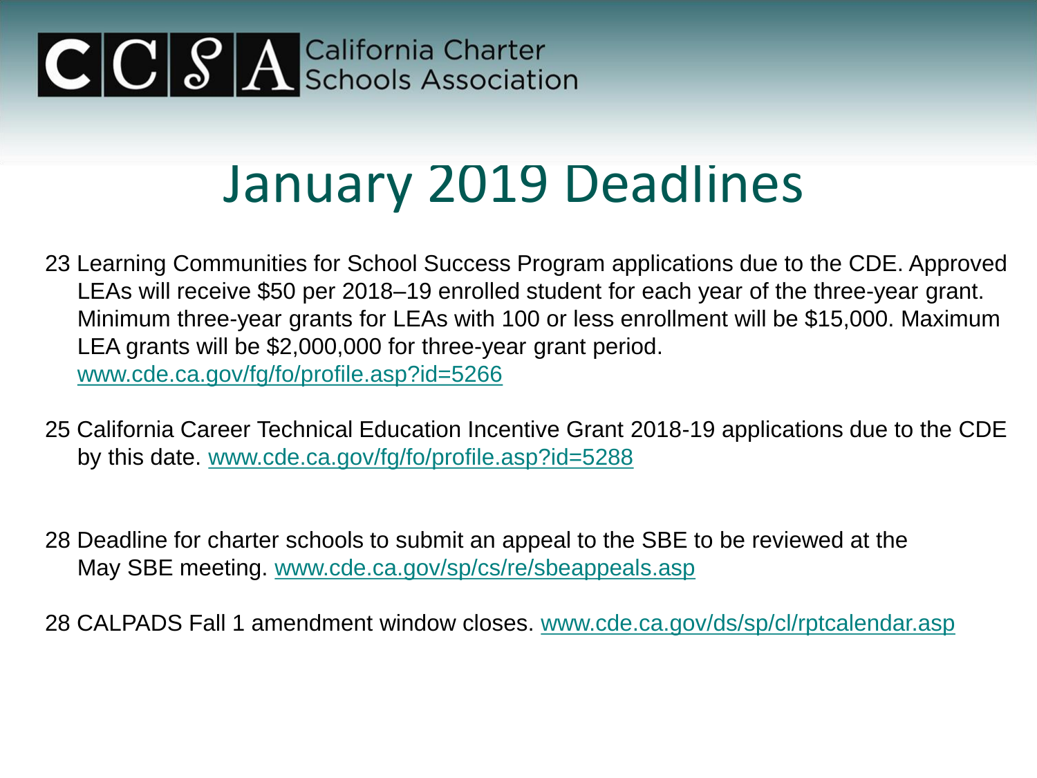# January 2019 Deadlines

23 Learning Communities for School Success Program applications due to the CDE. Approved LEAs will receive $50 per 2018–19 enrolled student for each year of the three-year grant. Minimum three-year grants for LEAs with 100 or less enrollment will be $15,000. Maximum LEA grants will be $2,000,000 for three-year grant period. www.cde.ca.gov/fg/fo/profile.asp?id=5266

25 California Career Technical Education Incentive Grant 2018-19 applications due to the CDE by this date. www.cde.ca.gov/fg/fo/profile.asp?id=5288

28 Deadline for charter schools to submit an appeal to the SBE to be reviewed at the May SBE meeting. www.cde.ca.gov/sp/cs/re/sbeappeals.asp

28 CALPADS Fall 1 amendment window closes. www.cde.ca.gov/ds/sp/cl/rptcalendar.asp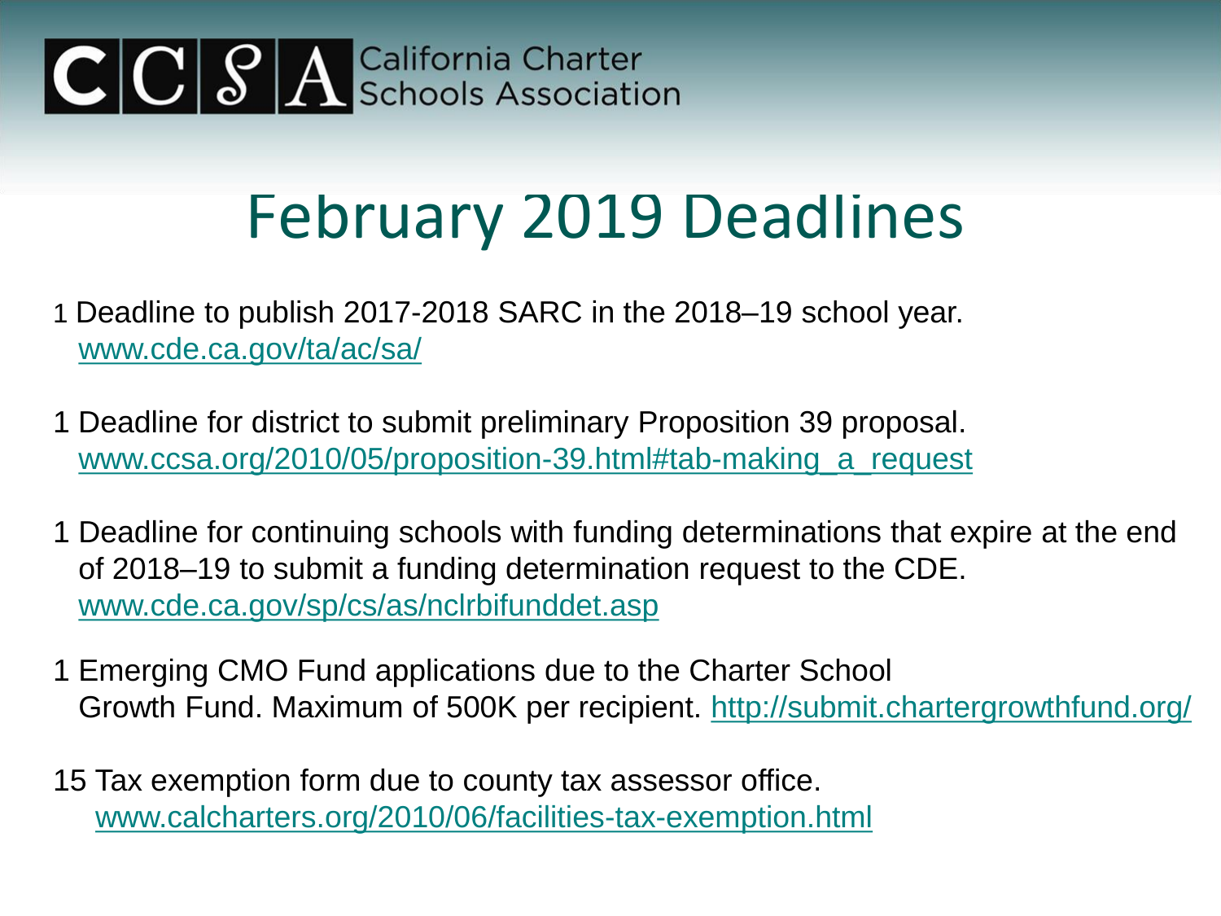CCSA California Charter Schools Association

# February 2019 Deadlines

1 Deadline to publish 2017-2018 SARC in the 2018–19 school year. www.cde.ca.gov/ta/ac/sa/

1 Deadline for district to submit preliminary Proposition 39 proposal. www.ccsa.org/2010/05/proposition-39.html#tab-making_a_request

1 Deadline for continuing schools with funding determinations that expire at the end of 2018–19 to submit a funding determination request to the CDE. www.cde.ca.gov/sp/cs/as/nclrbifunddet.asp

1 Emerging CMO Fund applications due to the Charter School Growth Fund. Maximum of 500K per recipient. http://submit.chartergrowthfund.org/

15 Tax exemption form due to county tax assessor office. www.calcharters.org/2010/06/facilities-tax-exemption.html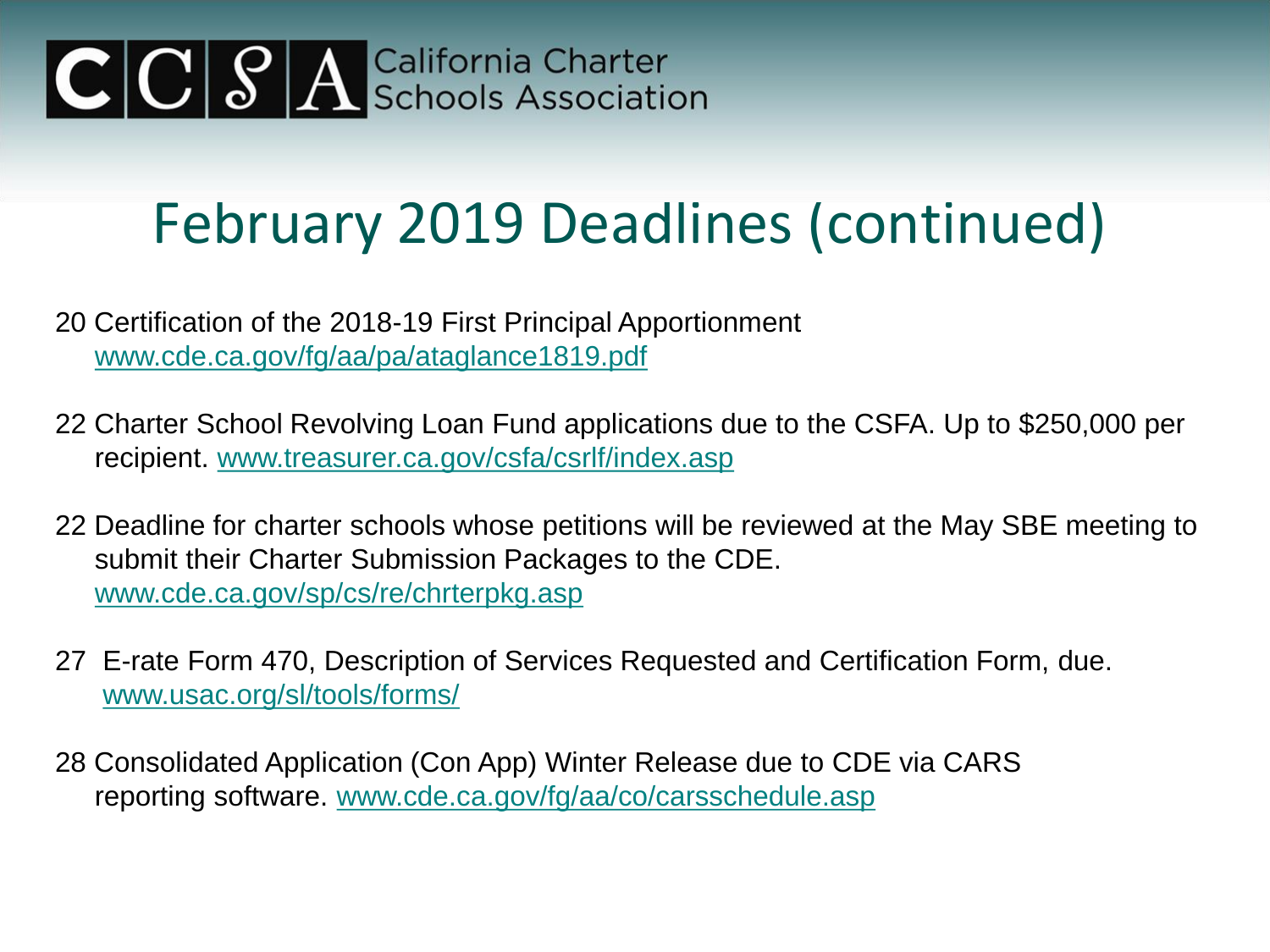# February 2019 Deadlines (continued)

20 Certification of the 2018-19 First Principal Apportionment
www.cde.ca.gov/fg/aa/pa/ataglance1819.pdf

22 Charter School Revolving Loan Fund applications due to the CSFA. Up to $250,000 per recipient. www.treasurer.ca.gov/csfa/csrlf/index.asp

22 Deadline for charter schools whose petitions will be reviewed at the May SBE meeting to submit their Charter Submission Packages to the CDE.
www.cde.ca.gov/sp/cs/re/chrterpkg.asp

27 E-rate Form 470, Description of Services Requested and Certification Form, due.
www.usac.org/sl/tools/forms/

28 Consolidated Application (Con App) Winter Release due to CDE via CARS reporting software. www.cde.ca.gov/fg/aa/co/carsschedule.asp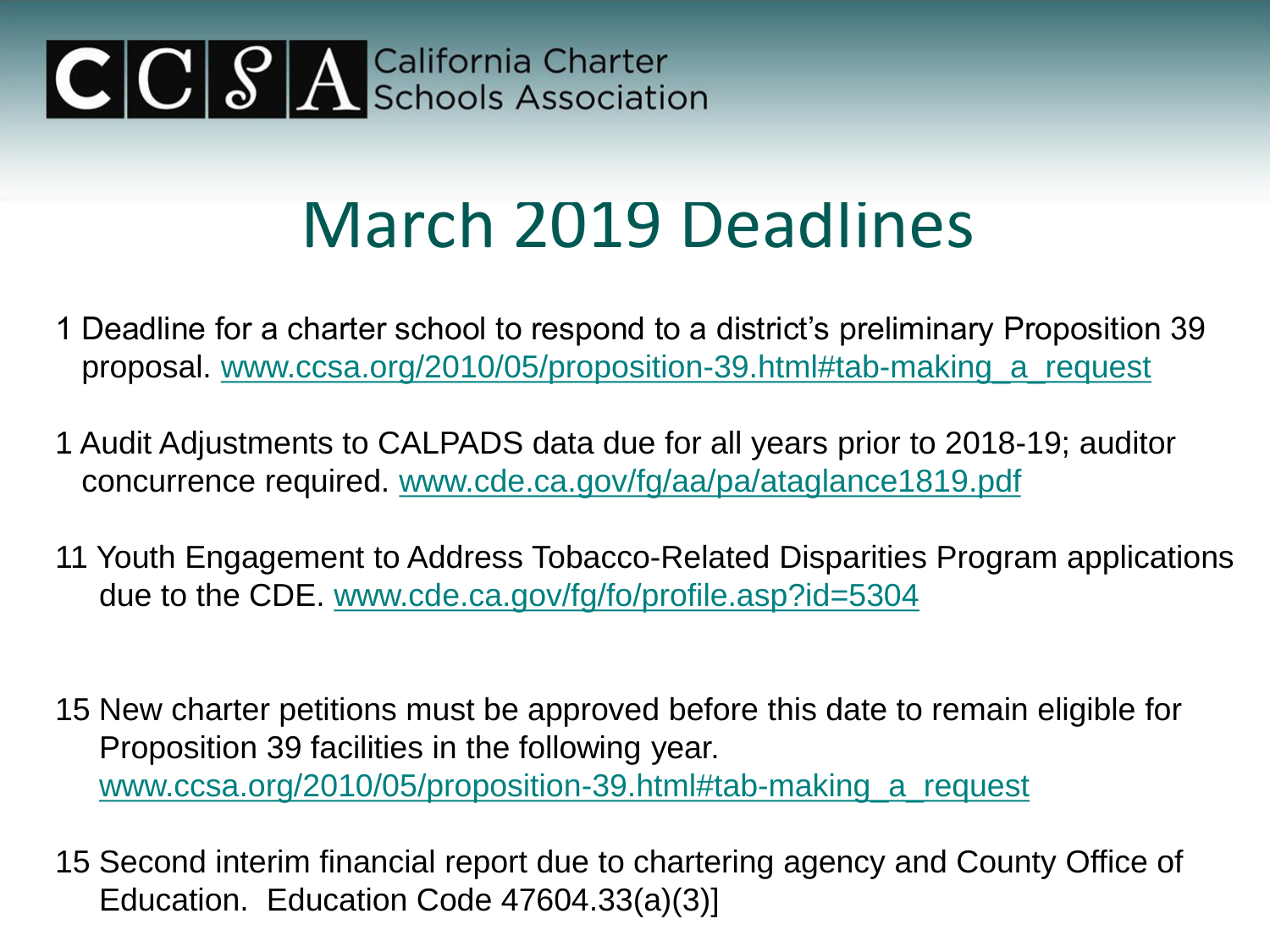# March 2019 Deadlines

1 Deadline for a charter school to respond to a district's preliminary Proposition 39 proposal. www.ccsa.org/2010/05/proposition-39.html#tab-making_a_request

1 Audit Adjustments to CALPADS data due for all years prior to 2018-19; auditor concurrence required. www.cde.ca.gov/fg/aa/pa/ataglance1819.pdf

11 Youth Engagement to Address Tobacco-Related Disparities Program applications due to the CDE. www.cde.ca.gov/fg/fo/profile.asp?id=5304

15 New charter petitions must be approved before this date to remain eligible for Proposition 39 facilities in the following year. www.ccsa.org/2010/05/proposition-39.html#tab-making_a_request

15 Second interim financial report due to chartering agency and County Office of Education. Education Code 47604.33(a)(3)]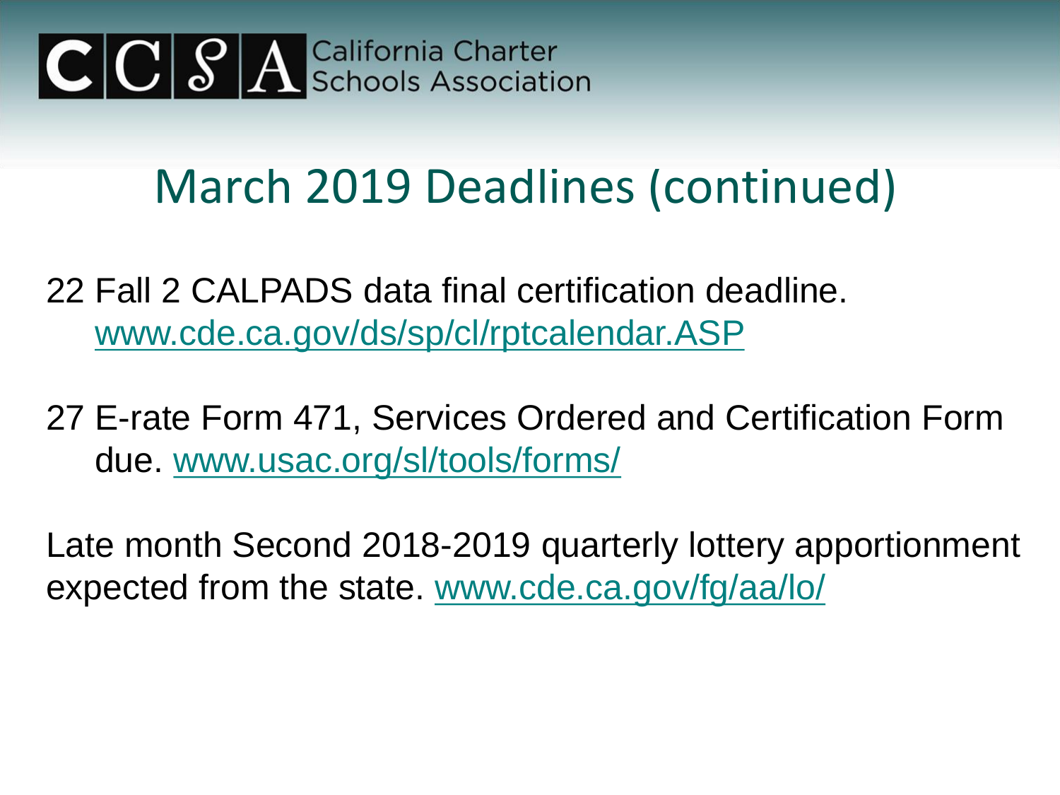# March 2019 Deadlines (continued)

22 Fall 2 CALPADS data final certification deadline. www.cde.ca.gov/ds/sp/cl/rptcalendar.ASP

27 E-rate Form 471, Services Ordered and Certification Form due. www.usac.org/sl/tools/forms/

Late month Second 2018-2019 quarterly lottery apportionment expected from the state. www.cde.ca.gov/fg/aa/lo/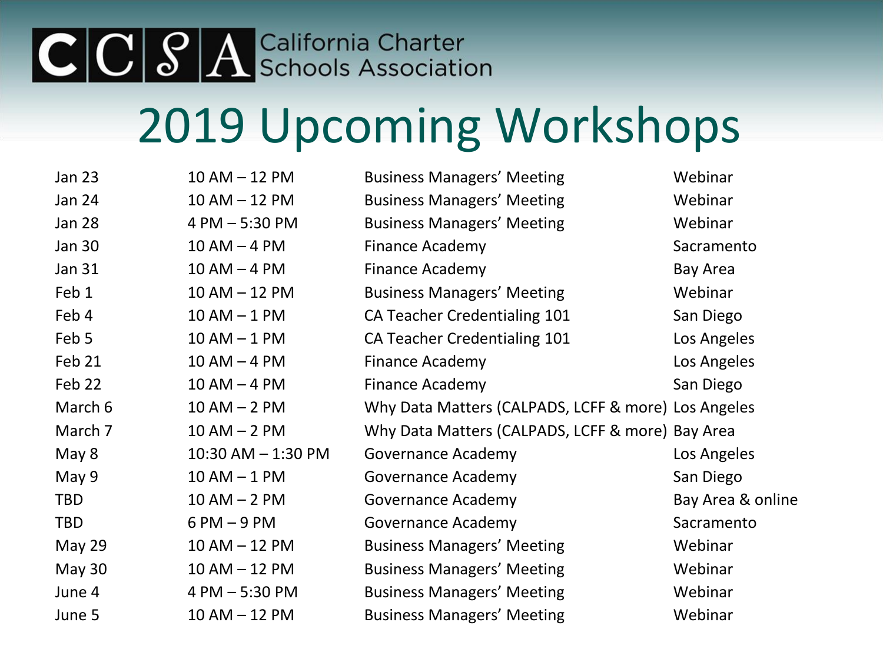CCSA California Charter Schools Association

# 2019 Upcoming Workshops

| | | | |
|---|---|---|---|
| Jan 23 | 10 AM – 12 PM | Business Managers' Meeting | Webinar |
| Jan 24 | 10 AM – 12 PM | Business Managers' Meeting | Webinar |
| Jan 28 | 4 PM – 5:30 PM | Business Managers' Meeting | Webinar |
| Jan 30 | 10 AM – 4 PM | Finance Academy | Sacramento |
| Jan 31 | 10 AM – 4 PM | Finance Academy | Bay Area |
| Feb 1 | 10 AM – 12 PM | Business Managers' Meeting | Webinar |
| Feb 4 | 10 AM – 1 PM | CA Teacher Credentialing 101 | San Diego |
| Feb 5 | 10 AM – 1 PM | CA Teacher Credentialing 101 | Los Angeles |
| Feb 21 | 10 AM – 4 PM | Finance Academy | Los Angeles |
| Feb 22 | 10 AM – 4 PM | Finance Academy | San Diego |
| March 6 | 10 AM – 2 PM | Why Data Matters (CALPADS, LCFF & more) | Los Angeles |
| March 7 | 10 AM – 2 PM | Why Data Matters (CALPADS, LCFF & more) | Bay Area |
| May 8 | 10:30 AM – 1:30 PM | Governance Academy | Los Angeles |
| May 9 | 10 AM – 1 PM | Governance Academy | San Diego |
| TBD | 10 AM – 2 PM | Governance Academy | Bay Area & online |
| TBD | 6 PM – 9 PM | Governance Academy | Sacramento |
| May 29 | 10 AM – 12 PM | Business Managers' Meeting | Webinar |
| May 30 | 10 AM – 12 PM | Business Managers' Meeting | Webinar |
| June 4 | 4 PM – 5:30 PM | Business Managers' Meeting | Webinar |
| June 5 | 10 AM – 12 PM | Business Managers' Meeting | Webinar |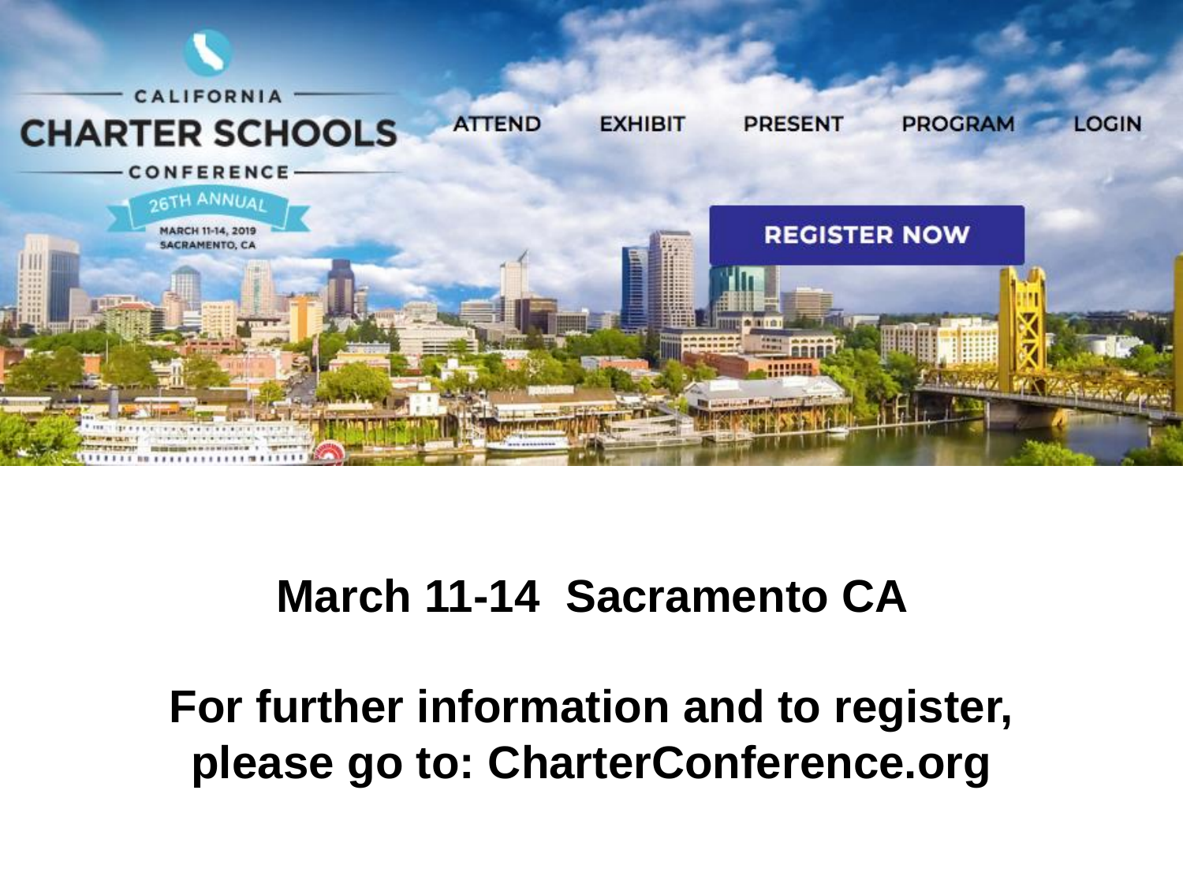CALIFORNIA

CHARTER SCHOOLS

CONFERENCE

26TH ANNUAL

MARCH 11-14, 2019
SACRAMENTO, CA

ATTEND EXHIBIT PRESENT PROGRAM LOGIN

REGISTER NOW

**March 11-14 Sacramento CA**

**For further information and to register, please go to: CharterConference.org**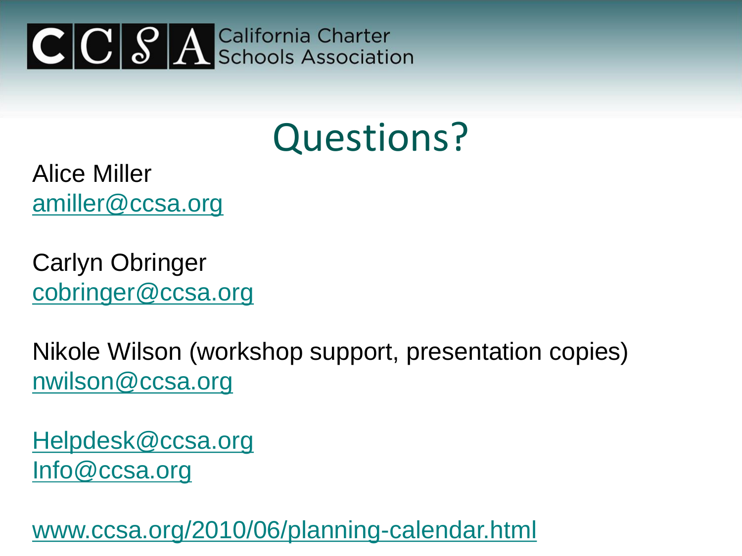California Charter Schools Association

# Questions?

Alice Miller
amiller@ccsa.org

Carlyn Obringer
cobringer@ccsa.org

Nikole Wilson (workshop support, presentation copies)
nwilson@ccsa.org

Helpdesk@ccsa.org
Info@ccsa.org

www.ccsa.org/2010/06/planning-calendar.html